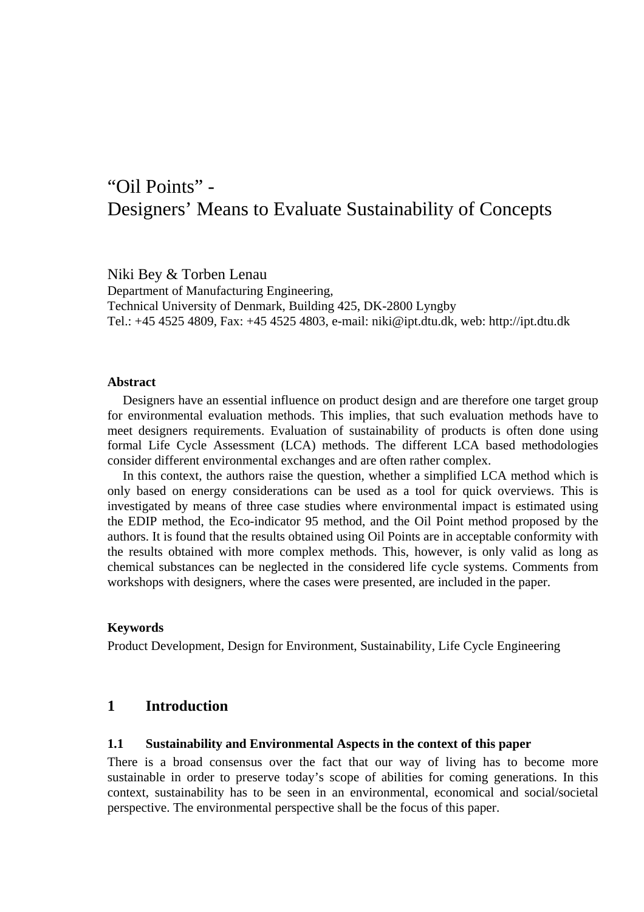# "Oil Points" - Designers' Means to Evaluate Sustainability of Concepts

Niki Bey & Torben Lenau

Department of Manufacturing Engineering,
Technical University of Denmark, Building 425, DK-2800 Lyngby
Tel.: +45 4525 4809, Fax: +45 4525 4803, e-mail: niki@ipt.dtu.dk, web: http://ipt.dtu.dk

**Abstract**

Designers have an essential influence on product design and are therefore one target group for environmental evaluation methods. This implies, that such evaluation methods have to meet designers requirements. Evaluation of sustainability of products is often done using formal Life Cycle Assessment (LCA) methods. The different LCA based methodologies consider different environmental exchanges and are often rather complex.

In this context, the authors raise the question, whether a simplified LCA method which is only based on energy considerations can be used as a tool for quick overviews. This is investigated by means of three case studies where environmental impact is estimated using the EDIP method, the Eco-indicator 95 method, and the Oil Point method proposed by the authors. It is found that the results obtained using Oil Points are in acceptable conformity with the results obtained with more complex methods. This, however, is only valid as long as chemical substances can be neglected in the considered life cycle systems. Comments from workshops with designers, where the cases were presented, are included in the paper.

**Keywords**

Product Development, Design for Environment, Sustainability, Life Cycle Engineering

## 1 Introduction

### 1.1 Sustainability and Environmental Aspects in the context of this paper

There is a broad consensus over the fact that our way of living has to become more sustainable in order to preserve today's scope of abilities for coming generations. In this context, sustainability has to be seen in an environmental, economical and social/societal perspective. The environmental perspective shall be the focus of this paper.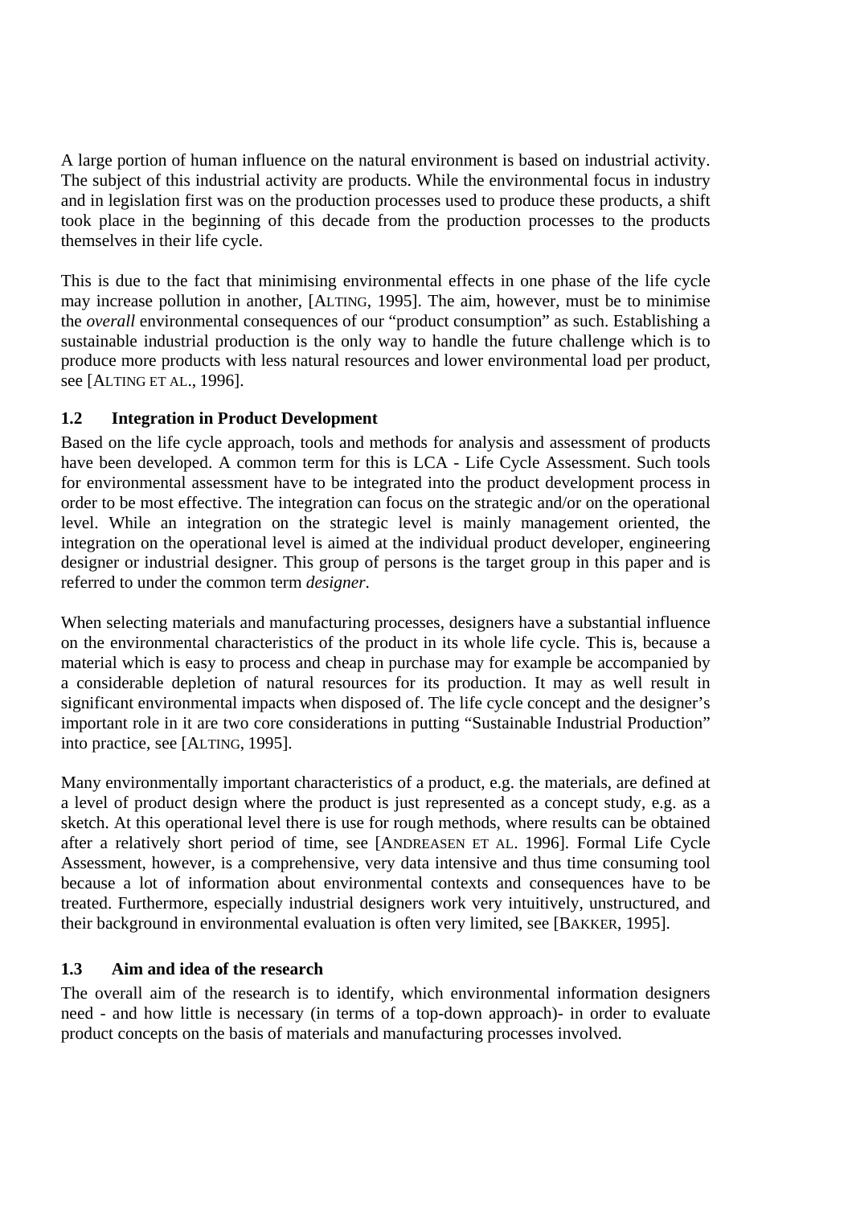A large portion of human influence on the natural environment is based on industrial activity. The subject of this industrial activity are products. While the environmental focus in industry and in legislation first was on the production processes used to produce these products, a shift took place in the beginning of this decade from the production processes to the products themselves in their life cycle.

This is due to the fact that minimising environmental effects in one phase of the life cycle may increase pollution in another, [ALTING, 1995]. The aim, however, must be to minimise the *overall* environmental consequences of our "product consumption" as such. Establishing a sustainable industrial production is the only way to handle the future challenge which is to produce more products with less natural resources and lower environmental load per product, see [ALTING ET AL., 1996].

### 1.2 Integration in Product Development

Based on the life cycle approach, tools and methods for analysis and assessment of products have been developed. A common term for this is LCA - Life Cycle Assessment. Such tools for environmental assessment have to be integrated into the product development process in order to be most effective. The integration can focus on the strategic and/or on the operational level. While an integration on the strategic level is mainly management oriented, the integration on the operational level is aimed at the individual product developer, engineering designer or industrial designer. This group of persons is the target group in this paper and is referred to under the common term *designer*.

When selecting materials and manufacturing processes, designers have a substantial influence on the environmental characteristics of the product in its whole life cycle. This is, because a material which is easy to process and cheap in purchase may for example be accompanied by a considerable depletion of natural resources for its production. It may as well result in significant environmental impacts when disposed of. The life cycle concept and the designer's important role in it are two core considerations in putting "Sustainable Industrial Production" into practice, see [ALTING, 1995].

Many environmentally important characteristics of a product, e.g. the materials, are defined at a level of product design where the product is just represented as a concept study, e.g. as a sketch. At this operational level there is use for rough methods, where results can be obtained after a relatively short period of time, see [ANDREASEN ET AL. 1996]. Formal Life Cycle Assessment, however, is a comprehensive, very data intensive and thus time consuming tool because a lot of information about environmental contexts and consequences have to be treated. Furthermore, especially industrial designers work very intuitively, unstructured, and their background in environmental evaluation is often very limited, see [BAKKER, 1995].

### 1.3 Aim and idea of the research

The overall aim of the research is to identify, which environmental information designers need - and how little is necessary (in terms of a top-down approach)- in order to evaluate product concepts on the basis of materials and manufacturing processes involved.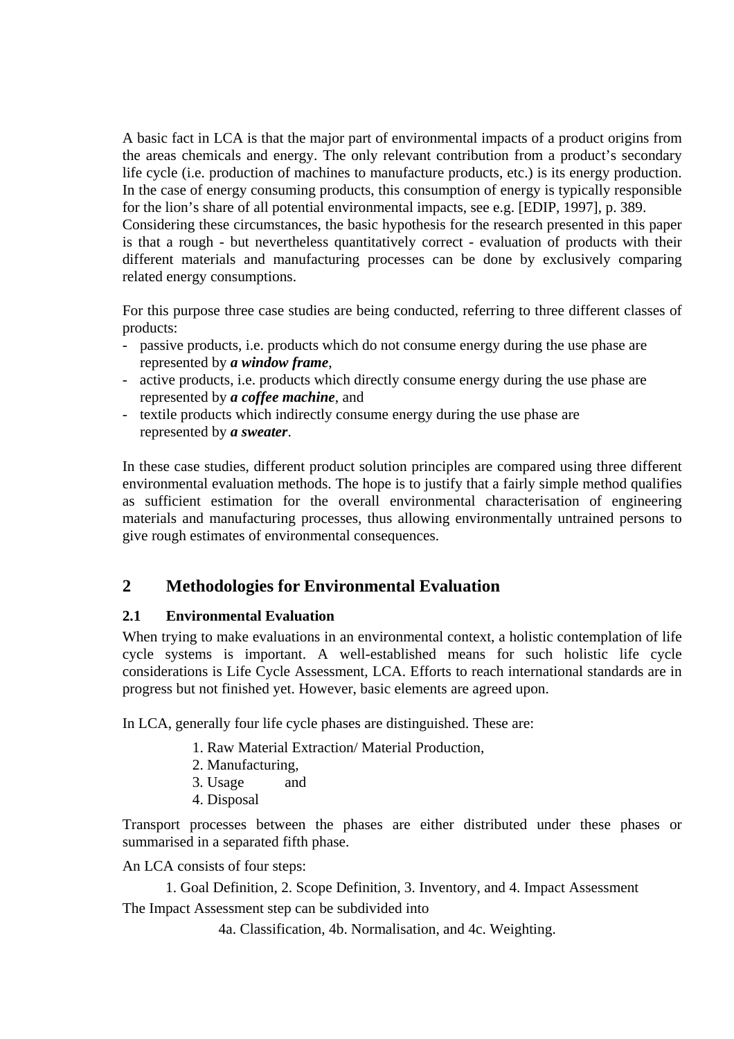A basic fact in LCA is that the major part of environmental impacts of a product origins from the areas chemicals and energy. The only relevant contribution from a product's secondary life cycle (i.e. production of machines to manufacture products, etc.) is its energy production. In the case of energy consuming products, this consumption of energy is typically responsible for the lion's share of all potential environmental impacts, see e.g. [EDIP, 1997], p. 389.
Considering these circumstances, the basic hypothesis for the research presented in this paper is that a rough - but nevertheless quantitatively correct - evaluation of products with their different materials and manufacturing processes can be done by exclusively comparing related energy consumptions.

For this purpose three case studies are being conducted, referring to three different classes of products:

- passive products, i.e. products which do not consume energy during the use phase are represented by ***a window frame***,
- active products, i.e. products which directly consume energy during the use phase are represented by ***a coffee machine***, and
- textile products which indirectly consume energy during the use phase are represented by ***a sweater***.

In these case studies, different product solution principles are compared using three different environmental evaluation methods. The hope is to justify that a fairly simple method qualifies as sufficient estimation for the overall environmental characterisation of engineering materials and manufacturing processes, thus allowing environmentally untrained persons to give rough estimates of environmental consequences.

## 2 Methodologies for Environmental Evaluation

### 2.1 Environmental Evaluation

When trying to make evaluations in an environmental context, a holistic contemplation of life cycle systems is important. A well-established means for such holistic life cycle considerations is Life Cycle Assessment, LCA. Efforts to reach international standards are in progress but not finished yet. However, basic elements are agreed upon.

In LCA, generally four life cycle phases are distinguished. These are:

1. Raw Material Extraction/ Material Production,
2. Manufacturing,
3. Usage and
4. Disposal

Transport processes between the phases are either distributed under these phases or summarised in a separated fifth phase.

An LCA consists of four steps:

1. Goal Definition, 2. Scope Definition, 3. Inventory, and 4. Impact Assessment

The Impact Assessment step can be subdivided into

4a. Classification, 4b. Normalisation, and 4c. Weighting.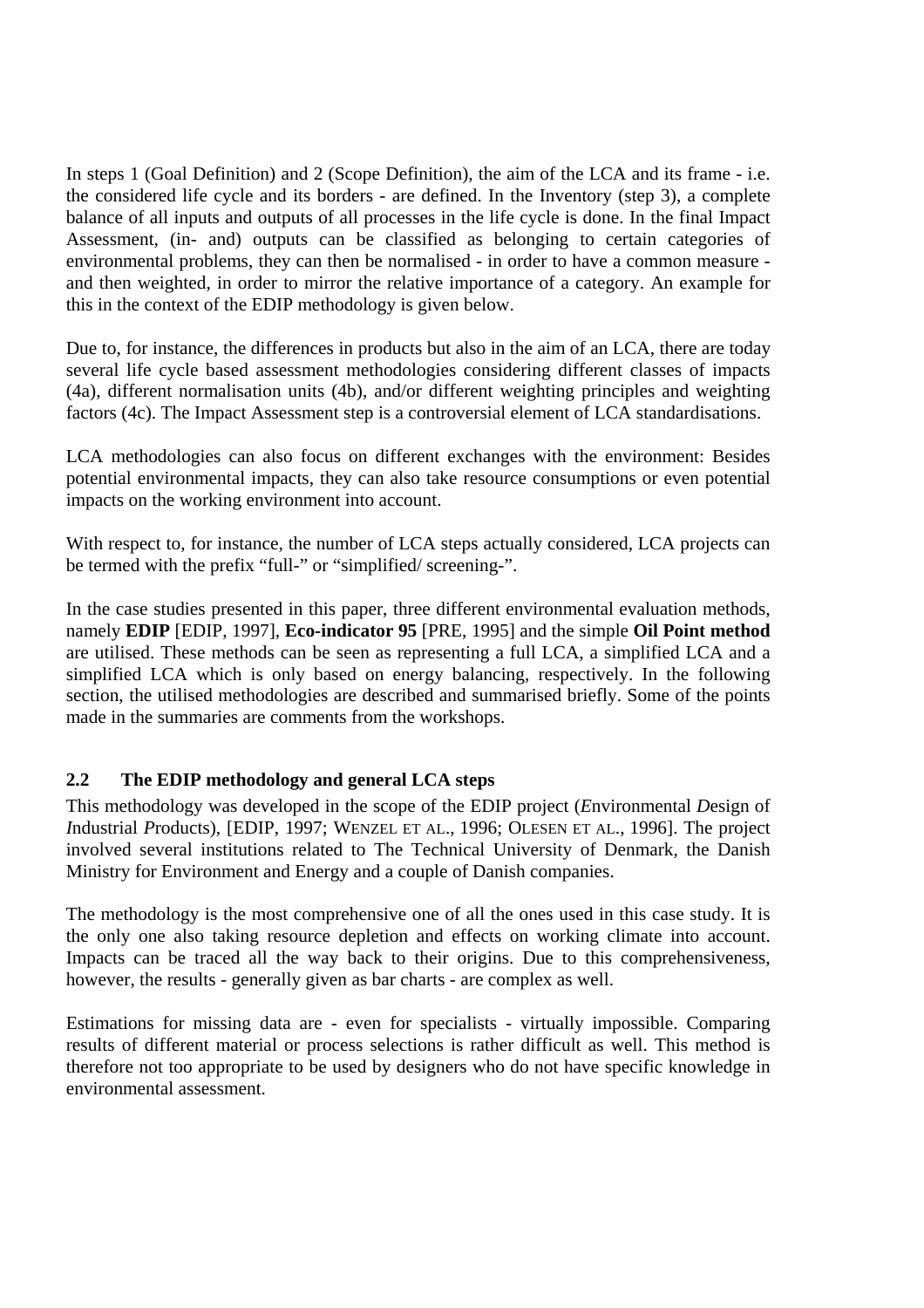In steps 1 (Goal Definition) and 2 (Scope Definition), the aim of the LCA and its frame - i.e. the considered life cycle and its borders - are defined. In the Inventory (step 3), a complete balance of all inputs and outputs of all processes in the life cycle is done. In the final Impact Assessment, (in- and) outputs can be classified as belonging to certain categories of environmental problems, they can then be normalised - in order to have a common measure - and then weighted, in order to mirror the relative importance of a category. An example for this in the context of the EDIP methodology is given below.

Due to, for instance, the differences in products but also in the aim of an LCA, there are today several life cycle based assessment methodologies considering different classes of impacts (4a), different normalisation units (4b), and/or different weighting principles and weighting factors (4c). The Impact Assessment step is a controversial element of LCA standardisations.

LCA methodologies can also focus on different exchanges with the environment: Besides potential environmental impacts, they can also take resource consumptions or even potential impacts on the working environment into account.

With respect to, for instance, the number of LCA steps actually considered, LCA projects can be termed with the prefix "full-" or "simplified/ screening-".

In the case studies presented in this paper, three different environmental evaluation methods, namely **EDIP** [EDIP, 1997], **Eco-indicator 95** [PRE, 1995] and the simple **Oil Point method** are utilised. These methods can be seen as representing a full LCA, a simplified LCA and a simplified LCA which is only based on energy balancing, respectively. In the following section, the utilised methodologies are described and summarised briefly. Some of the points made in the summaries are comments from the workshops.

## 2.2 The EDIP methodology and general LCA steps

This methodology was developed in the scope of the EDIP project (*E*nvironmental *D*esign of *I*ndustrial *P*roducts), [EDIP, 1997; WENZEL ET AL., 1996; OLESEN ET AL., 1996]. The project involved several institutions related to The Technical University of Denmark, the Danish Ministry for Environment and Energy and a couple of Danish companies.

The methodology is the most comprehensive one of all the ones used in this case study. It is the only one also taking resource depletion and effects on working climate into account. Impacts can be traced all the way back to their origins. Due to this comprehensiveness, however, the results - generally given as bar charts - are complex as well.

Estimations for missing data are - even for specialists - virtually impossible. Comparing results of different material or process selections is rather difficult as well. This method is therefore not too appropriate to be used by designers who do not have specific knowledge in environmental assessment.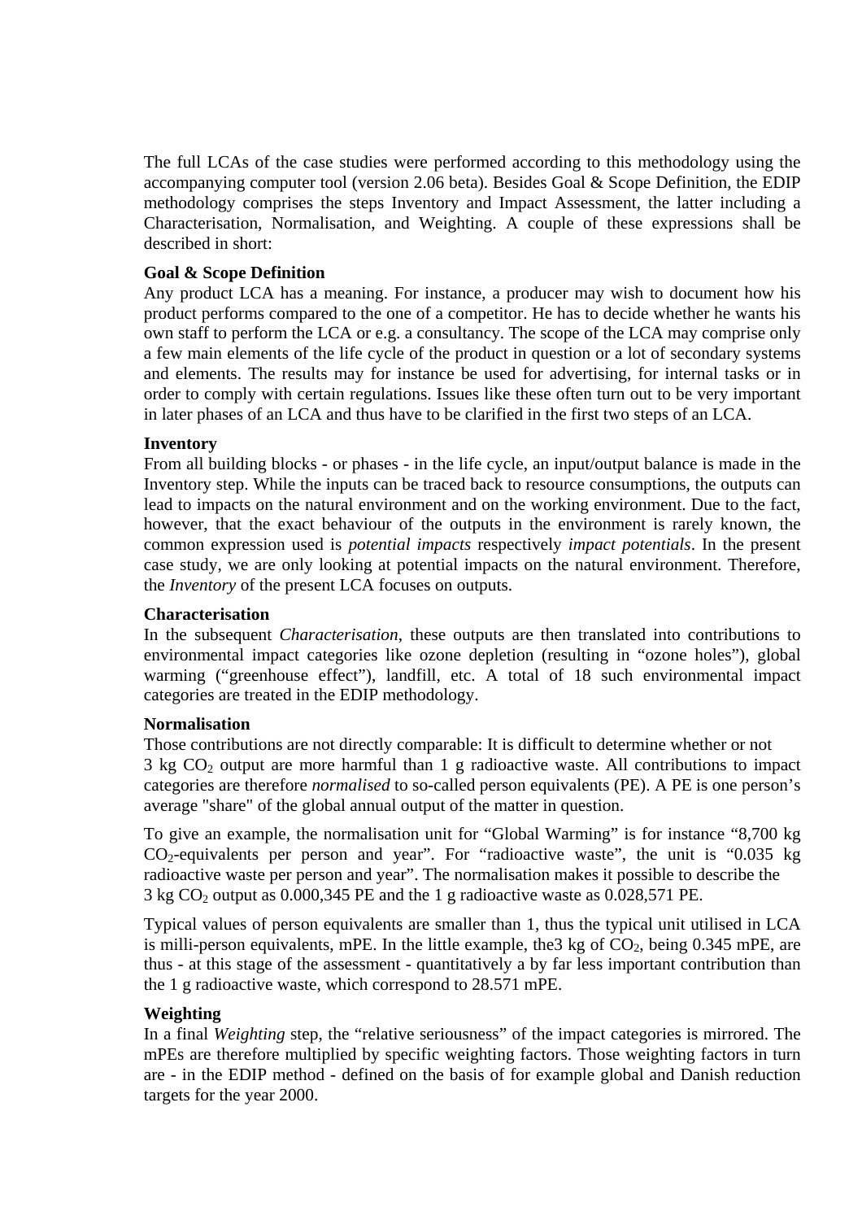The full LCAs of the case studies were performed according to this methodology using the accompanying computer tool (version 2.06 beta). Besides Goal & Scope Definition, the EDIP methodology comprises the steps Inventory and Impact Assessment, the latter including a Characterisation, Normalisation, and Weighting. A couple of these expressions shall be described in short:

**Goal & Scope Definition**

Any product LCA has a meaning. For instance, a producer may wish to document how his product performs compared to the one of a competitor. He has to decide whether he wants his own staff to perform the LCA or e.g. a consultancy. The scope of the LCA may comprise only a few main elements of the life cycle of the product in question or a lot of secondary systems and elements. The results may for instance be used for advertising, for internal tasks or in order to comply with certain regulations. Issues like these often turn out to be very important in later phases of an LCA and thus have to be clarified in the first two steps of an LCA.

**Inventory**

From all building blocks - or phases - in the life cycle, an input/output balance is made in the Inventory step. While the inputs can be traced back to resource consumptions, the outputs can lead to impacts on the natural environment and on the working environment. Due to the fact, however, that the exact behaviour of the outputs in the environment is rarely known, the common expression used is *potential impacts* respectively *impact potentials*. In the present case study, we are only looking at potential impacts on the natural environment. Therefore, the *Inventory* of the present LCA focuses on outputs.

**Characterisation**

In the subsequent *Characterisation*, these outputs are then translated into contributions to environmental impact categories like ozone depletion (resulting in “ozone holes”), global warming (“greenhouse effect”), landfill, etc. A total of 18 such environmental impact categories are treated in the EDIP methodology.

**Normalisation**

Those contributions are not directly comparable: It is difficult to determine whether or not 3 kg $CO_2$ output are more harmful than 1 g radioactive waste. All contributions to impact categories are therefore *normalised* to so-called person equivalents (PE). A PE is one person’s average "share" of the global annual output of the matter in question.

To give an example, the normalisation unit for “Global Warming” is for instance “8,700 kg $CO_2$-equivalents per person and year”. For “radioactive waste”, the unit is “0.035 kg radioactive waste per person and year”. The normalisation makes it possible to describe the 3 kg $CO_2$ output as 0.000,345 PE and the 1 g radioactive waste as 0.028,571 PE.

Typical values of person equivalents are smaller than 1, thus the typical unit utilised in LCA is milli-person equivalents, mPE. In the little example, the3 kg of $CO_2$, being 0.345 mPE, are thus - at this stage of the assessment - quantitatively a by far less important contribution than the 1 g radioactive waste, which correspond to 28.571 mPE.

**Weighting**

In a final *Weighting* step, the “relative seriousness” of the impact categories is mirrored. The mPEs are therefore multiplied by specific weighting factors. Those weighting factors in turn are - in the EDIP method - defined on the basis of for example global and Danish reduction targets for the year 2000.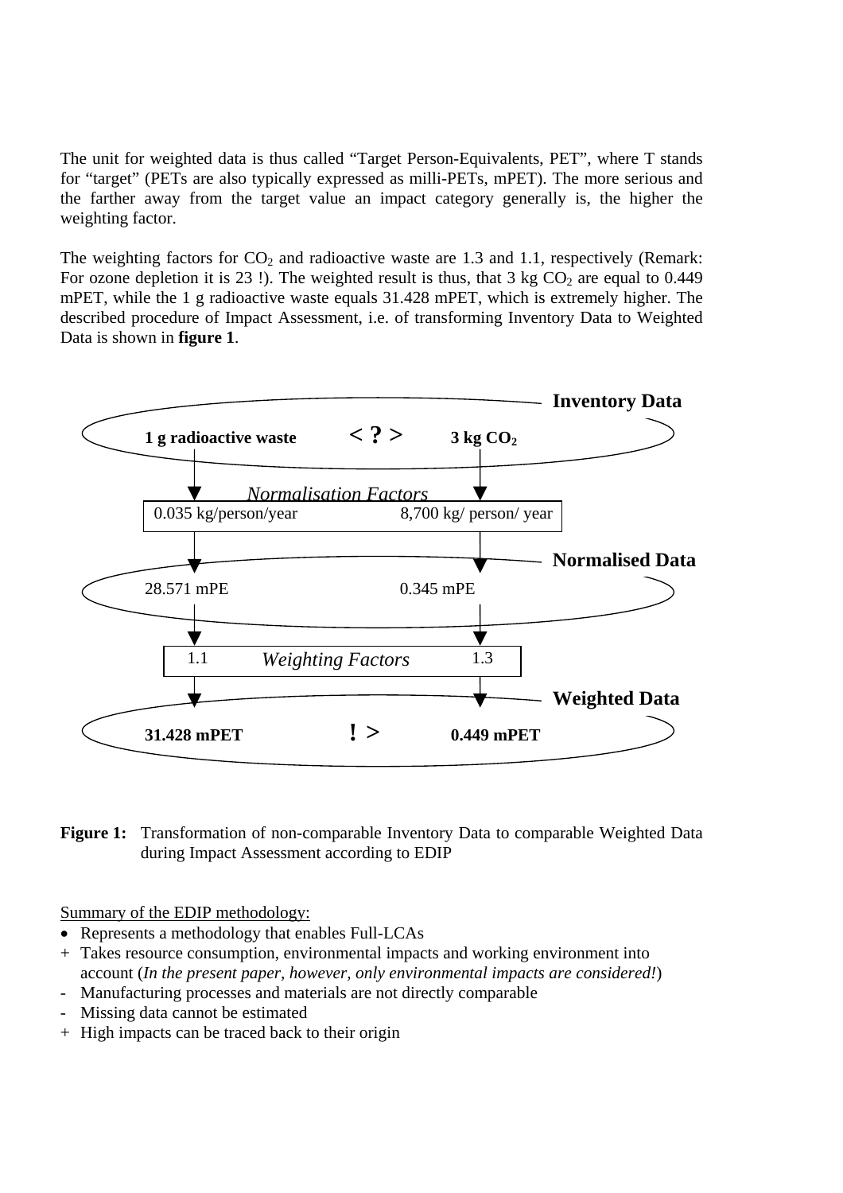The unit for weighted data is thus called "Target Person-Equivalents, PET", where T stands for "target" (PETs are also typically expressed as milli-PETs, mPET). The more serious and the farther away from the target value an impact category generally is, the higher the weighting factor.

The weighting factors for $CO_2$ and radioactive waste are 1.3 and 1.1, respectively (Remark: For ozone depletion it is 23 !). The weighted result is thus, that 3 kg $CO_2$ are equal to 0.449 mPET, while the 1 g radioactive waste equals 31.428 mPET, which is extremely higher. The described procedure of Impact Assessment, i.e. of transforming Inventory Data to Weighted Data is shown in **figure 1**.

**Inventory Data**

**1 g radioactive waste** **< ? >** **3 kg $CO_2$**

*Normalisation Factors*

0.035 kg/person/year — 8,700 kg/ person/ year

**Normalised Data**

28.571 mPE — 0.345 mPE

*Weighting Factors*

1.1 — 1.3

**Weighted Data**

**31.428 mPET** **! >** **0.449 mPET**

**Figure 1:** Transformation of non-comparable Inventory Data to comparable Weighted Data during Impact Assessment according to EDIP

Summary of the EDIP methodology:

- Represents a methodology that enables Full-LCAs
- \+ Takes resource consumption, environmental impacts and working environment into account (*In the present paper, however, only environmental impacts are considered!*)
- \- Manufacturing processes and materials are not directly comparable
- \- Missing data cannot be estimated
- \+ High impacts can be traced back to their origin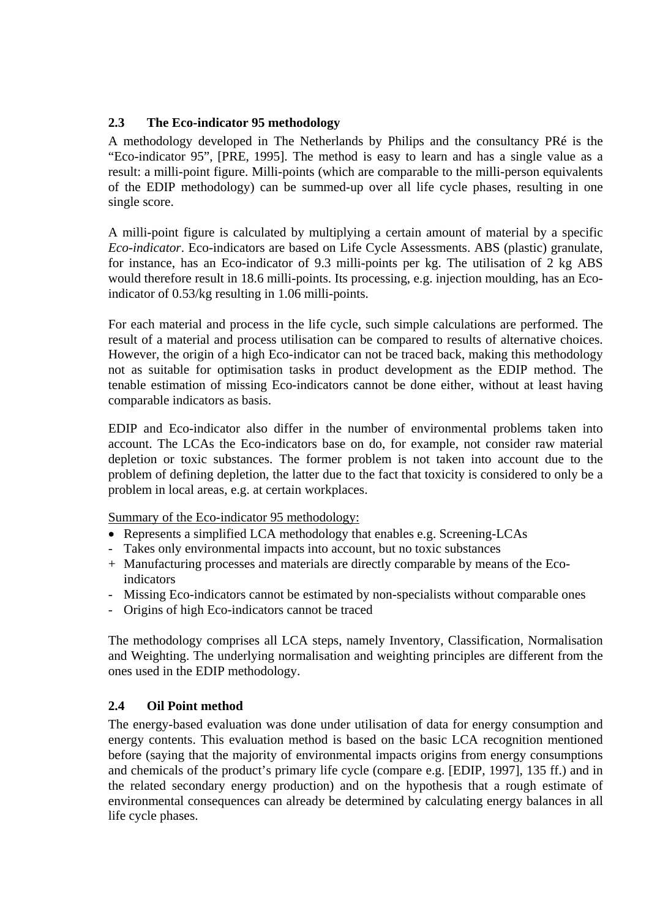### 2.3 The Eco-indicator 95 methodology

A methodology developed in The Netherlands by Philips and the consultancy PRé is the "Eco-indicator 95", [PRE, 1995]. The method is easy to learn and has a single value as a result: a milli-point figure. Milli-points (which are comparable to the milli-person equivalents of the EDIP methodology) can be summed-up over all life cycle phases, resulting in one single score.

A milli-point figure is calculated by multiplying a certain amount of material by a specific *Eco-indicator*. Eco-indicators are based on Life Cycle Assessments. ABS (plastic) granulate, for instance, has an Eco-indicator of 9.3 milli-points per kg. The utilisation of 2 kg ABS would therefore result in 18.6 milli-points. Its processing, e.g. injection moulding, has an Eco-indicator of 0.53/kg resulting in 1.06 milli-points.

For each material and process in the life cycle, such simple calculations are performed. The result of a material and process utilisation can be compared to results of alternative choices. However, the origin of a high Eco-indicator can not be traced back, making this methodology not as suitable for optimisation tasks in product development as the EDIP method. The tenable estimation of missing Eco-indicators cannot be done either, without at least having comparable indicators as basis.

EDIP and Eco-indicator also differ in the number of environmental problems taken into account. The LCAs the Eco-indicators base on do, for example, not consider raw material depletion or toxic substances. The former problem is not taken into account due to the problem of defining depletion, the latter due to the fact that toxicity is considered to only be a problem in local areas, e.g. at certain workplaces.

<u>Summary of the Eco-indicator 95 methodology:</u>

- Represents a simplified LCA methodology that enables e.g. Screening-LCAs
- \- Takes only environmental impacts into account, but no toxic substances
- \+ Manufacturing processes and materials are directly comparable by means of the Eco-indicators
- \- Missing Eco-indicators cannot be estimated by non-specialists without comparable ones
- \- Origins of high Eco-indicators cannot be traced

The methodology comprises all LCA steps, namely Inventory, Classification, Normalisation and Weighting. The underlying normalisation and weighting principles are different from the ones used in the EDIP methodology.

### 2.4 Oil Point method

The energy-based evaluation was done under utilisation of data for energy consumption and energy contents. This evaluation method is based on the basic LCA recognition mentioned before (saying that the majority of environmental impacts origins from energy consumptions and chemicals of the product's primary life cycle (compare e.g. [EDIP, 1997], 135 ff.) and in the related secondary energy production) and on the hypothesis that a rough estimate of environmental consequences can already be determined by calculating energy balances in all life cycle phases.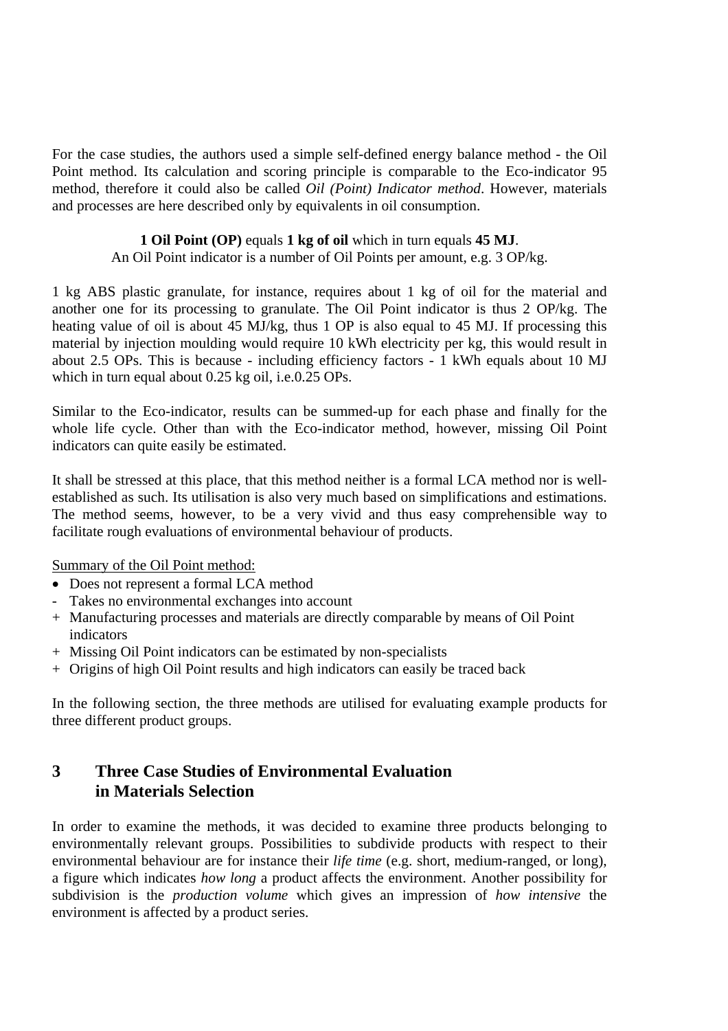For the case studies, the authors used a simple self-defined energy balance method - the Oil Point method. Its calculation and scoring principle is comparable to the Eco-indicator 95 method, therefore it could also be called *Oil (Point) Indicator method*. However, materials and processes are here described only by equivalents in oil consumption.

**1 Oil Point (OP)** equals **1 kg of oil** which in turn equals **45 MJ**.
An Oil Point indicator is a number of Oil Points per amount, e.g. 3 OP/kg.

1 kg ABS plastic granulate, for instance, requires about 1 kg of oil for the material and another one for its processing to granulate. The Oil Point indicator is thus 2 OP/kg. The heating value of oil is about 45 MJ/kg, thus 1 OP is also equal to 45 MJ. If processing this material by injection moulding would require 10 kWh electricity per kg, this would result in about 2.5 OPs. This is because - including efficiency factors - 1 kWh equals about 10 MJ which in turn equal about 0.25 kg oil, i.e.0.25 OPs.

Similar to the Eco-indicator, results can be summed-up for each phase and finally for the whole life cycle. Other than with the Eco-indicator method, however, missing Oil Point indicators can quite easily be estimated.

It shall be stressed at this place, that this method neither is a formal LCA method nor is well-established as such. Its utilisation is also very much based on simplifications and estimations. The method seems, however, to be a very vivid and thus easy comprehensible way to facilitate rough evaluations of environmental behaviour of products.

Summary of the Oil Point method:

- Does not represent a formal LCA method
- \- Takes no environmental exchanges into account
- \+ Manufacturing processes and materials are directly comparable by means of Oil Point indicators
- \+ Missing Oil Point indicators can be estimated by non-specialists
- \+ Origins of high Oil Point results and high indicators can easily be traced back

In the following section, the three methods are utilised for evaluating example products for three different product groups.

## 3 Three Case Studies of Environmental Evaluation in Materials Selection

In order to examine the methods, it was decided to examine three products belonging to environmentally relevant groups. Possibilities to subdivide products with respect to their environmental behaviour are for instance their *life time* (e.g. short, medium-ranged, or long), a figure which indicates *how long* a product affects the environment. Another possibility for subdivision is the *production volume* which gives an impression of *how intensive* the environment is affected by a product series.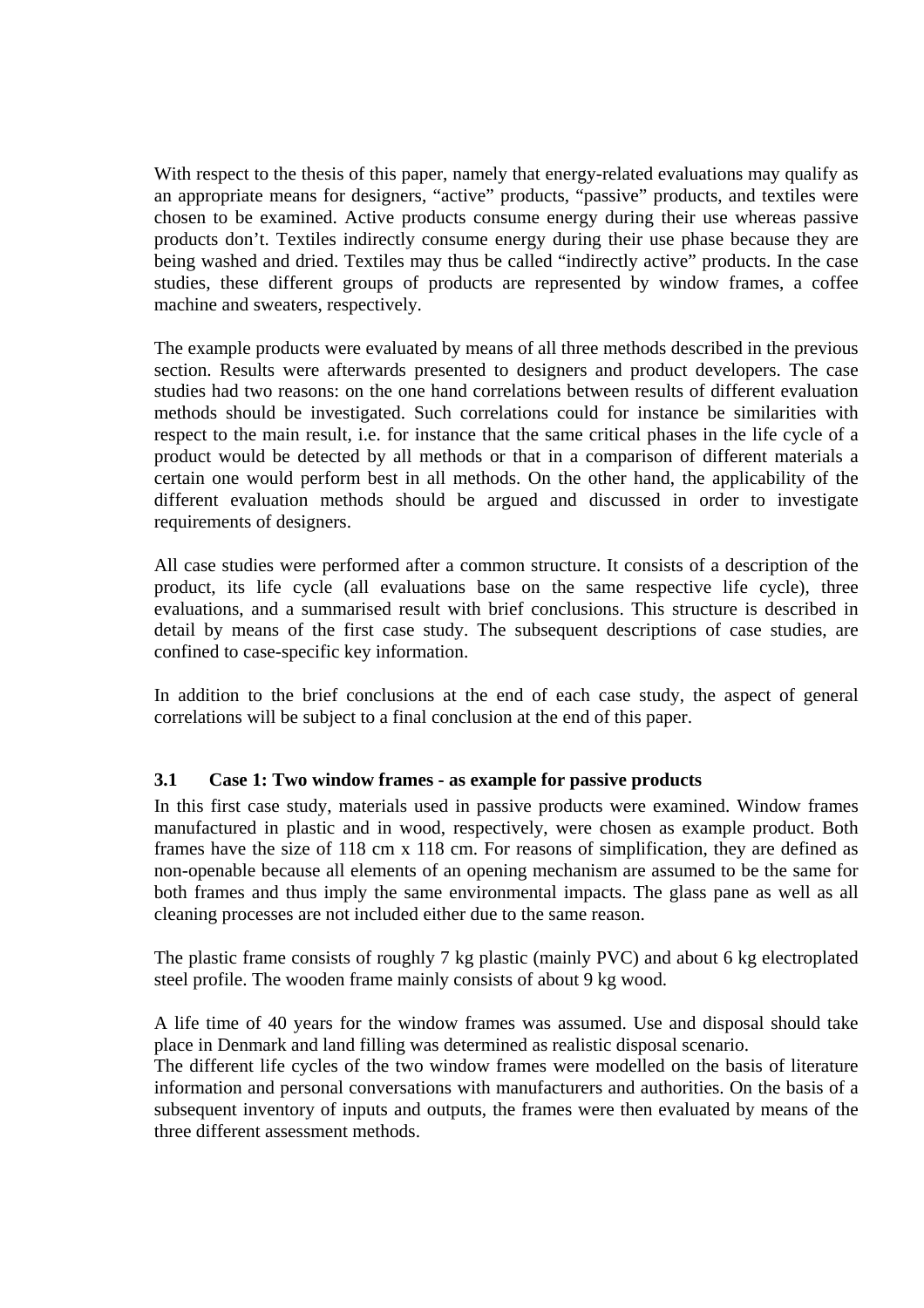With respect to the thesis of this paper, namely that energy-related evaluations may qualify as an appropriate means for designers, “active” products, “passive” products, and textiles were chosen to be examined. Active products consume energy during their use whereas passive products don’t. Textiles indirectly consume energy during their use phase because they are being washed and dried. Textiles may thus be called “indirectly active” products. In the case studies, these different groups of products are represented by window frames, a coffee machine and sweaters, respectively.

The example products were evaluated by means of all three methods described in the previous section. Results were afterwards presented to designers and product developers. The case studies had two reasons: on the one hand correlations between results of different evaluation methods should be investigated. Such correlations could for instance be similarities with respect to the main result, i.e. for instance that the same critical phases in the life cycle of a product would be detected by all methods or that in a comparison of different materials a certain one would perform best in all methods. On the other hand, the applicability of the different evaluation methods should be argued and discussed in order to investigate requirements of designers.

All case studies were performed after a common structure. It consists of a description of the product, its life cycle (all evaluations base on the same respective life cycle), three evaluations, and a summarised result with brief conclusions. This structure is described in detail by means of the first case study. The subsequent descriptions of case studies, are confined to case-specific key information.

In addition to the brief conclusions at the end of each case study, the aspect of general correlations will be subject to a final conclusion at the end of this paper.

### 3.1 Case 1: Two window frames - as example for passive products

In this first case study, materials used in passive products were examined. Window frames manufactured in plastic and in wood, respectively, were chosen as example product. Both frames have the size of 118 cm x 118 cm. For reasons of simplification, they are defined as non-openable because all elements of an opening mechanism are assumed to be the same for both frames and thus imply the same environmental impacts. The glass pane as well as all cleaning processes are not included either due to the same reason.

The plastic frame consists of roughly 7 kg plastic (mainly PVC) and about 6 kg electroplated steel profile. The wooden frame mainly consists of about 9 kg wood.

A life time of 40 years for the window frames was assumed. Use and disposal should take place in Denmark and land filling was determined as realistic disposal scenario.
The different life cycles of the two window frames were modelled on the basis of literature information and personal conversations with manufacturers and authorities. On the basis of a subsequent inventory of inputs and outputs, the frames were then evaluated by means of the three different assessment methods.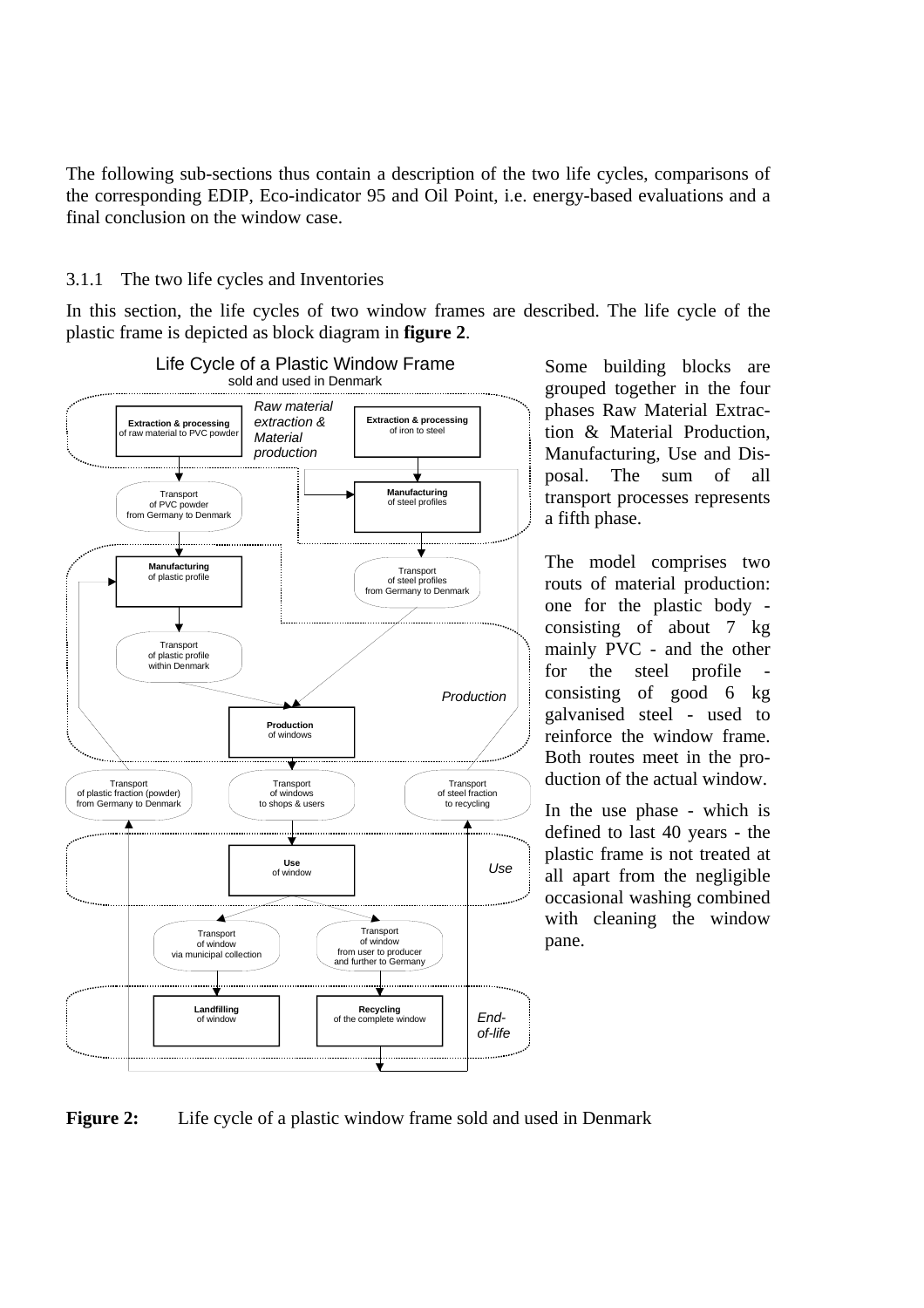The following sub-sections thus contain a description of the two life cycles, comparisons of the corresponding EDIP, Eco-indicator 95 and Oil Point, i.e. energy-based evaluations and a final conclusion on the window case.

### 3.1.1 The two life cycles and Inventories

In this section, the life cycles of two window frames are described. The life cycle of the plastic frame is depicted as block diagram in **figure 2**.

Some building blocks are grouped together in the four phases Raw Material Extraction & Material Production, Manufacturing, Use and Disposal. The sum of all transport processes represents a fifth phase.

The model comprises two routs of material production: one for the plastic body - consisting of about 7 kg mainly PVC - and the other for the steel profile - consisting of good 6 kg galvanised steel - used to reinforce the window frame. Both routes meet in the production of the actual window.

In the use phase - which is defined to last 40 years - the plastic frame is not treated at all apart from the negligible occasional washing combined with cleaning the window pane.

**Figure 2:** Life cycle of a plastic window frame sold and used in Denmark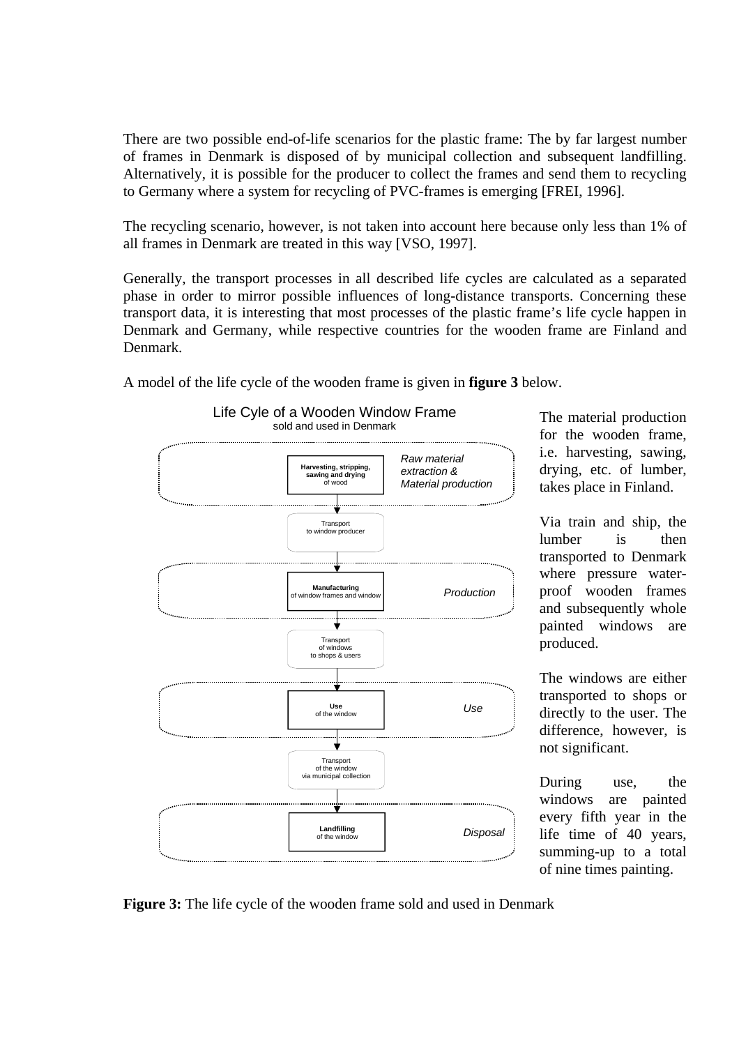There are two possible end-of-life scenarios for the plastic frame: The by far largest number of frames in Denmark is disposed of by municipal collection and subsequent landfilling. Alternatively, it is possible for the producer to collect the frames and send them to recycling to Germany where a system for recycling of PVC-frames is emerging [FREI, 1996].

The recycling scenario, however, is not taken into account here because only less than 1% of all frames in Denmark are treated in this way [VSO, 1997].

Generally, the transport processes in all described life cycles are calculated as a separated phase in order to mirror possible influences of long-distance transports. Concerning these transport data, it is interesting that most processes of the plastic frame's life cycle happen in Denmark and Germany, while respective countries for the wooden frame are Finland and Denmark.

A model of the life cycle of the wooden frame is given in **figure 3** below.

Life Cycle of a Wooden Window Frame
sold and used in Denmark

- *Raw material extraction & Material production*: **Harvesting, stripping, sawing and drying** of wood
- Transport to window producer
- *Production*: **Manufacturing** of window frames and window
- Transport of windows to shops & users
- *Use*: **Use** of the window
- Transport of the window via municipal collection
- *Disposal*: **Landfilling** of the window

**Figure 3:** The life cycle of the wooden frame sold and used in Denmark

The material production for the wooden frame, i.e. harvesting, sawing, drying, etc. of lumber, takes place in Finland.

Via train and ship, the lumber is then transported to Denmark where pressure water-proof wooden frames and subsequently whole painted windows are produced.

The windows are either transported to shops or directly to the user. The difference, however, is not significant.

During use, the windows are painted every fifth year in the life time of 40 years, summing-up to a total of nine times painting.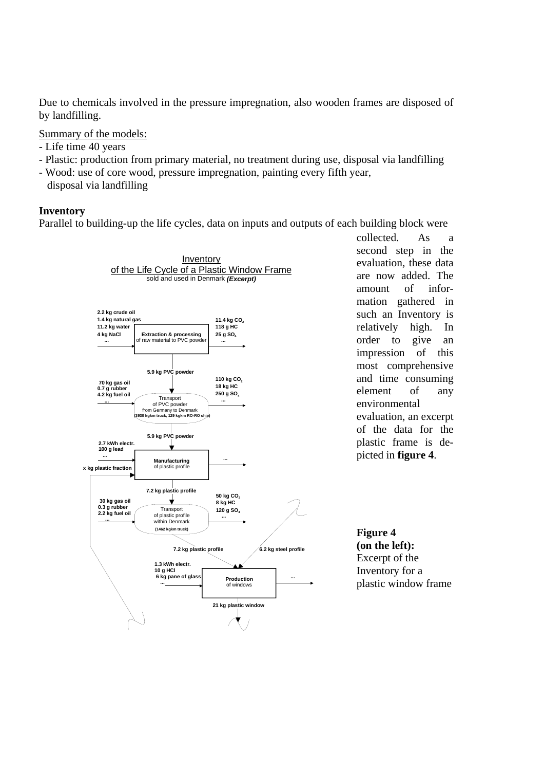Due to chemicals involved in the pressure impregnation, also wooden frames are disposed of by landfilling.

Summary of the models:

- Life time 40 years
- Plastic: production from primary material, no treatment during use, disposal via landfilling
- Wood: use of core wood, pressure impregnation, painting every fifth year, disposal via landfilling

**Inventory**

Parallel to building-up the life cycles, data on inputs and outputs of each building block were collected. As a second step in the evaluation, these data are now added. The amount of information gathered in such an Inventory is relatively high. In order to give an impression of this most comprehensive and time consuming element of any environmental evaluation, an excerpt of the data for the plastic frame is depicted in **figure 4**.

Inventory
of the Life Cycle of a Plastic Window Frame
sold and used in Denmark ***(Excerpt)***

**Extraction & processing** of raw material to PVC powder
- Inputs: 2.2 kg crude oil, 1.4 kg natural gas, 11.2 kg water, 4 kg NaCl, ...
- Outputs: 11.4 kg $CO_2$, 118 g HC, 25 g $SO_4$, ...
- Product: 5.9 kg PVC powder

Transport of PVC powder from Germany to Denmark (3930 kgkm truck, 129 kgkm RO-RO ship)
- Inputs: 70 kg gas oil, 0.7 g rubber, 4.2 kg fuel oil, ...
- Outputs: 110 kg $CO_2$, 18 kg HC, 250 g $SO_4$, ...
- Product: 5.9 kg PVC powder

**Manufacturing** of plastic profile
- Inputs: 2.7 kWh electr., 100 g lead, ..., x kg plastic fraction
- Outputs: ...
- Product: 7.2 kg plastic profile

Transport of plastic profile within Denmark (1462 kgkm truck)
- Inputs: 30 kg gas oil, 0.3 g rubber, 2.2 kg fuel oil, ...
- Outputs: 50 kg $CO_2$, 8 kg HC, 120 g $SO_4$, ...
- Product: 7.2 kg plastic profile

**Production** of windows
- Inputs: 7.2 kg plastic profile, 6.2 kg steel profile, 1.3 kWh electr., 10 g HCl, 6 kg pane of glass, ...
- Outputs: ...
- Product: 21 kg plastic window

**Figure 4 (on the left):** Excerpt of the Inventory for a plastic window frame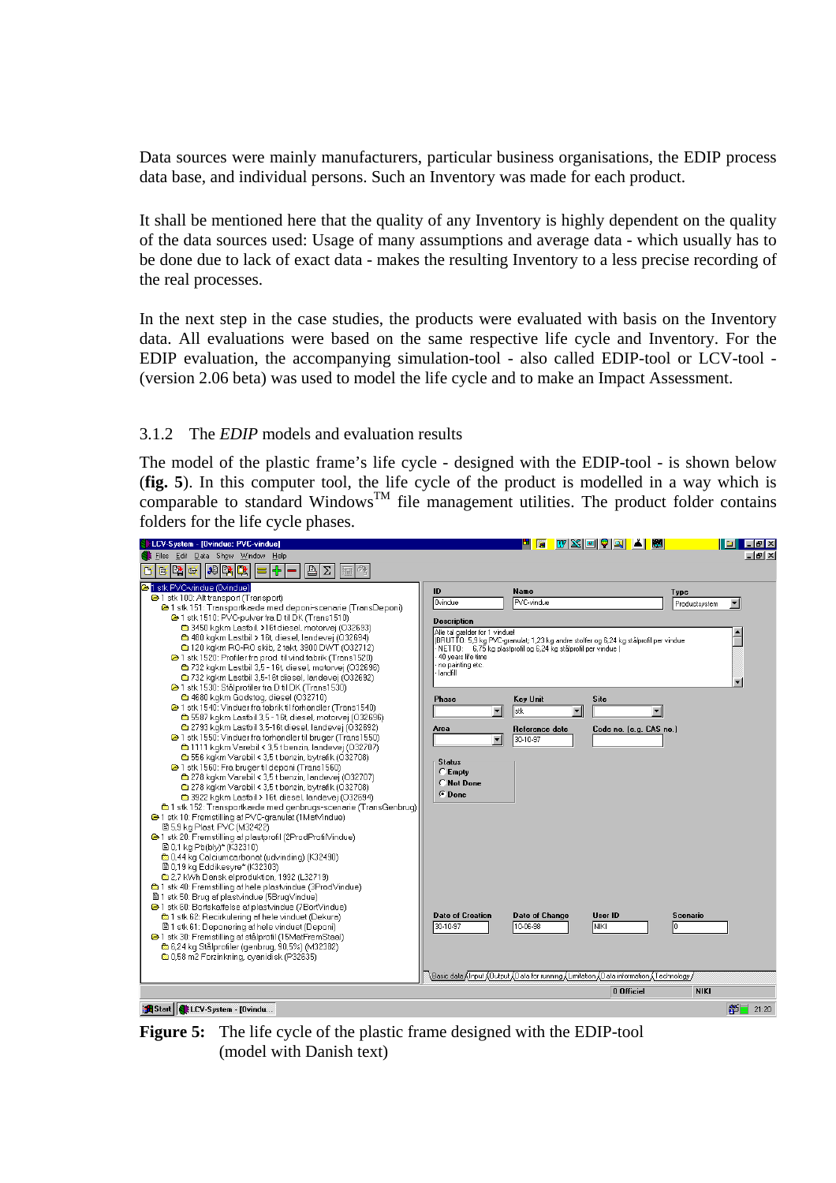Data sources were mainly manufacturers, particular business organisations, the EDIP process data base, and individual persons. Such an Inventory was made for each product.

It shall be mentioned here that the quality of any Inventory is highly dependent on the quality of the data sources used: Usage of many assumptions and average data - which usually has to be done due to lack of exact data - makes the resulting Inventory to a less precise recording of the real processes.

In the next step in the case studies, the products were evaluated with basis on the Inventory data. All evaluations were based on the same respective life cycle and Inventory. For the EDIP evaluation, the accompanying simulation-tool - also called EDIP-tool or LCV-tool - (version 2.06 beta) was used to model the life cycle and to make an Impact Assessment.

### 3.1.2 The *EDIP* models and evaluation results

The model of the plastic frame's life cycle - designed with the EDIP-tool - is shown below (**fig. 5**). In this computer tool, the life cycle of the product is modelled in a way which is comparable to standard Windows[TM] file management utilities. The product folder contains folders for the life cycle phases.

**Figure 5:** The life cycle of the plastic frame designed with the EDIP-tool (model with Danish text)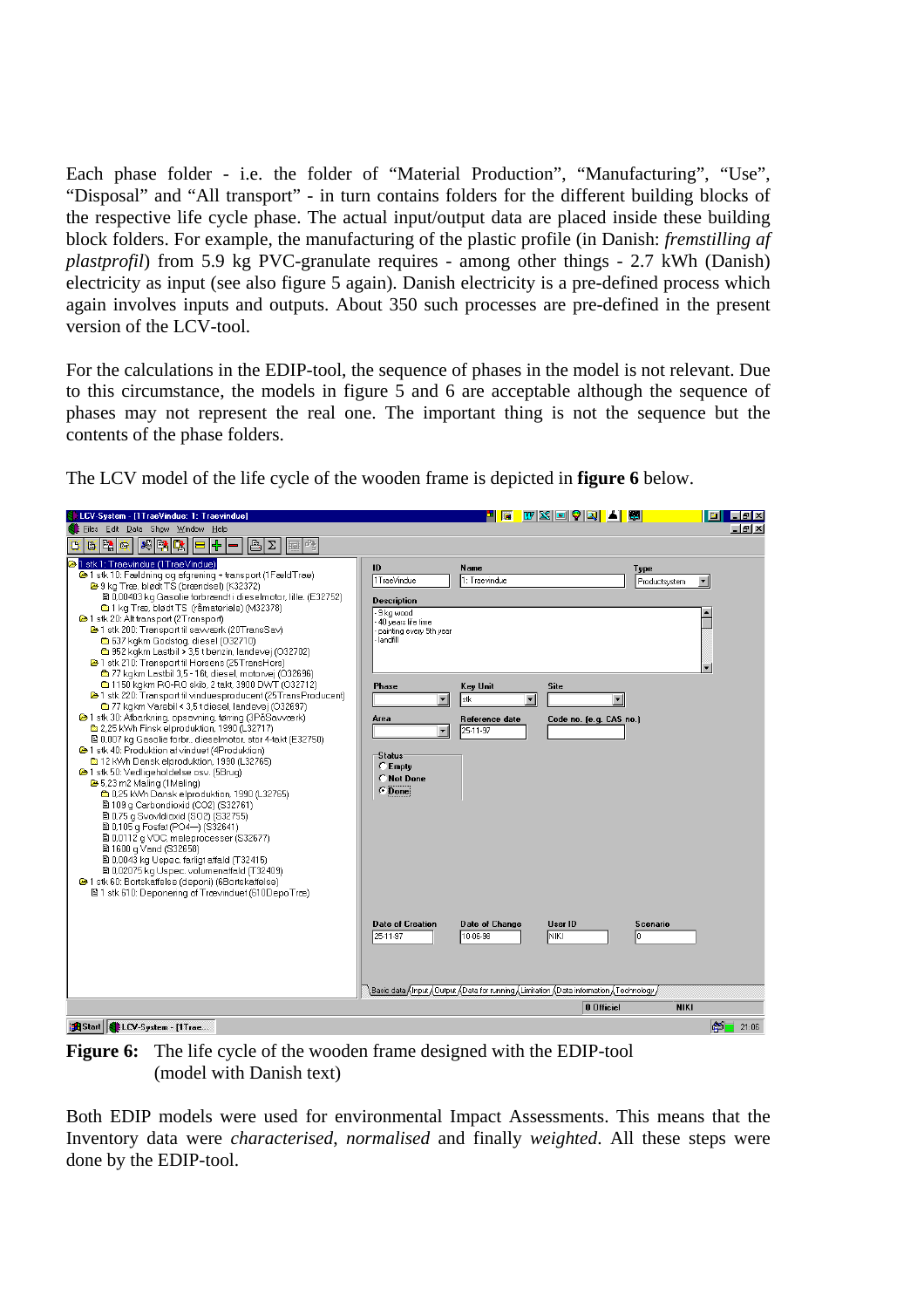Each phase folder - i.e. the folder of "Material Production", "Manufacturing", "Use", "Disposal" and "All transport" - in turn contains folders for the different building blocks of the respective life cycle phase. The actual input/output data are placed inside these building block folders. For example, the manufacturing of the plastic profile (in Danish: *fremstilling af plastprofil*) from 5.9 kg PVC-granulate requires - among other things - 2.7 kWh (Danish) electricity as input (see also figure 5 again). Danish electricity is a pre-defined process which again involves inputs and outputs. About 350 such processes are pre-defined in the present version of the LCV-tool.

For the calculations in the EDIP-tool, the sequence of phases in the model is not relevant. Due to this circumstance, the models in figure 5 and 6 are acceptable although the sequence of phases may not represent the real one. The important thing is not the sequence but the contents of the phase folders.

The LCV model of the life cycle of the wooden frame is depicted in **figure 6** below.

**Figure 6:** The life cycle of the wooden frame designed with the EDIP-tool (model with Danish text)

Both EDIP models were used for environmental Impact Assessments. This means that the Inventory data were *characterised*, *normalised* and finally *weighted*. All these steps were done by the EDIP-tool.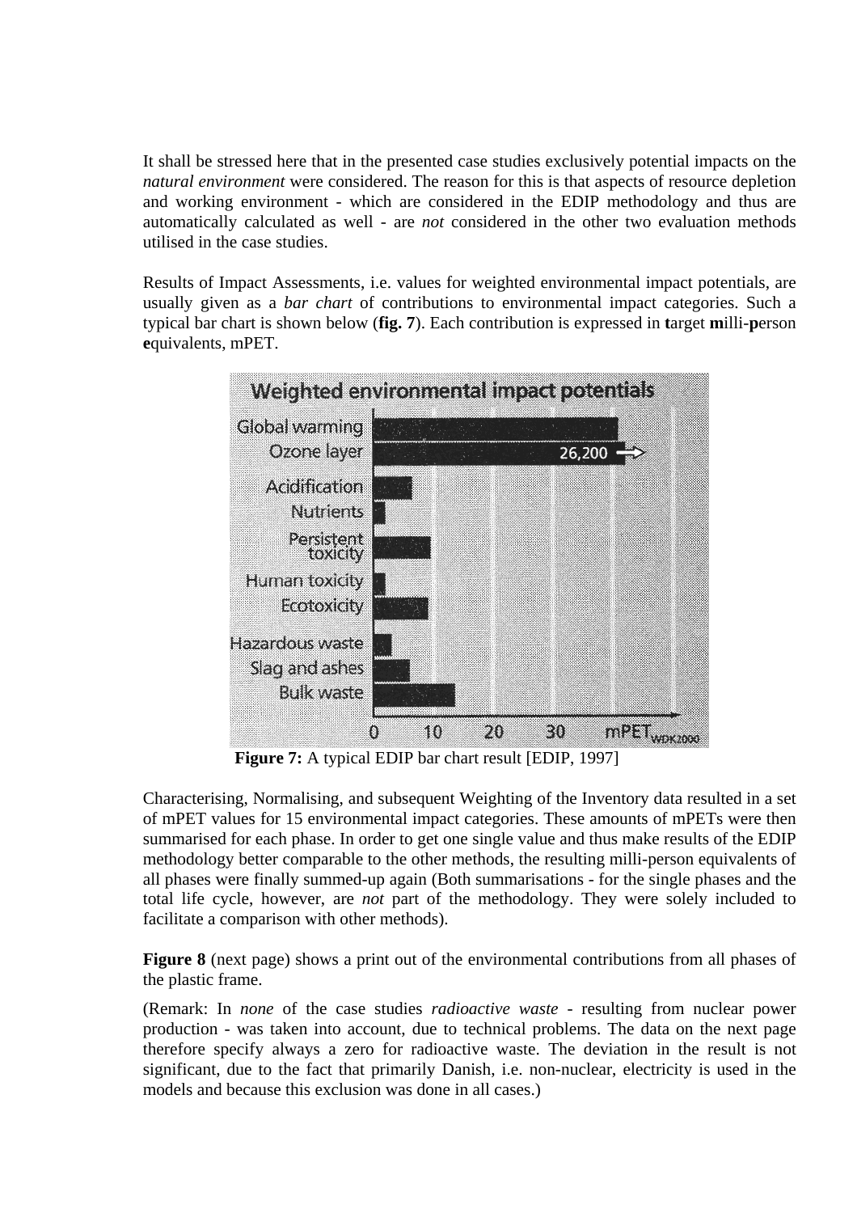It shall be stressed here that in the presented case studies exclusively potential impacts on the *natural environment* were considered. The reason for this is that aspects of resource depletion and working environment - which are considered in the EDIP methodology and thus are automatically calculated as well - are *not* considered in the other two evaluation methods utilised in the case studies.

Results of Impact Assessments, i.e. values for weighted environmental impact potentials, are usually given as a *bar chart* of contributions to environmental impact categories. Such a typical bar chart is shown below (**fig. 7**). Each contribution is expressed in **t**arget **m**illi-**p**erson **e**quivalents, mPET.

**Figure 7:** A typical EDIP bar chart result [EDIP, 1997]

Characterising, Normalising, and subsequent Weighting of the Inventory data resulted in a set of mPET values for 15 environmental impact categories. These amounts of mPETs were then summarised for each phase. In order to get one single value and thus make results of the EDIP methodology better comparable to the other methods, the resulting milli-person equivalents of all phases were finally summed-up again (Both summarisations - for the single phases and the total life cycle, however, are *not* part of the methodology. They were solely included to facilitate a comparison with other methods).

**Figure 8** (next page) shows a print out of the environmental contributions from all phases of the plastic frame.

(Remark: In *none* of the case studies *radioactive waste* - resulting from nuclear power production - was taken into account, due to technical problems. The data on the next page therefore specify always a zero for radioactive waste. The deviation in the result is not significant, due to the fact that primarily Danish, i.e. non-nuclear, electricity is used in the models and because this exclusion was done in all cases.)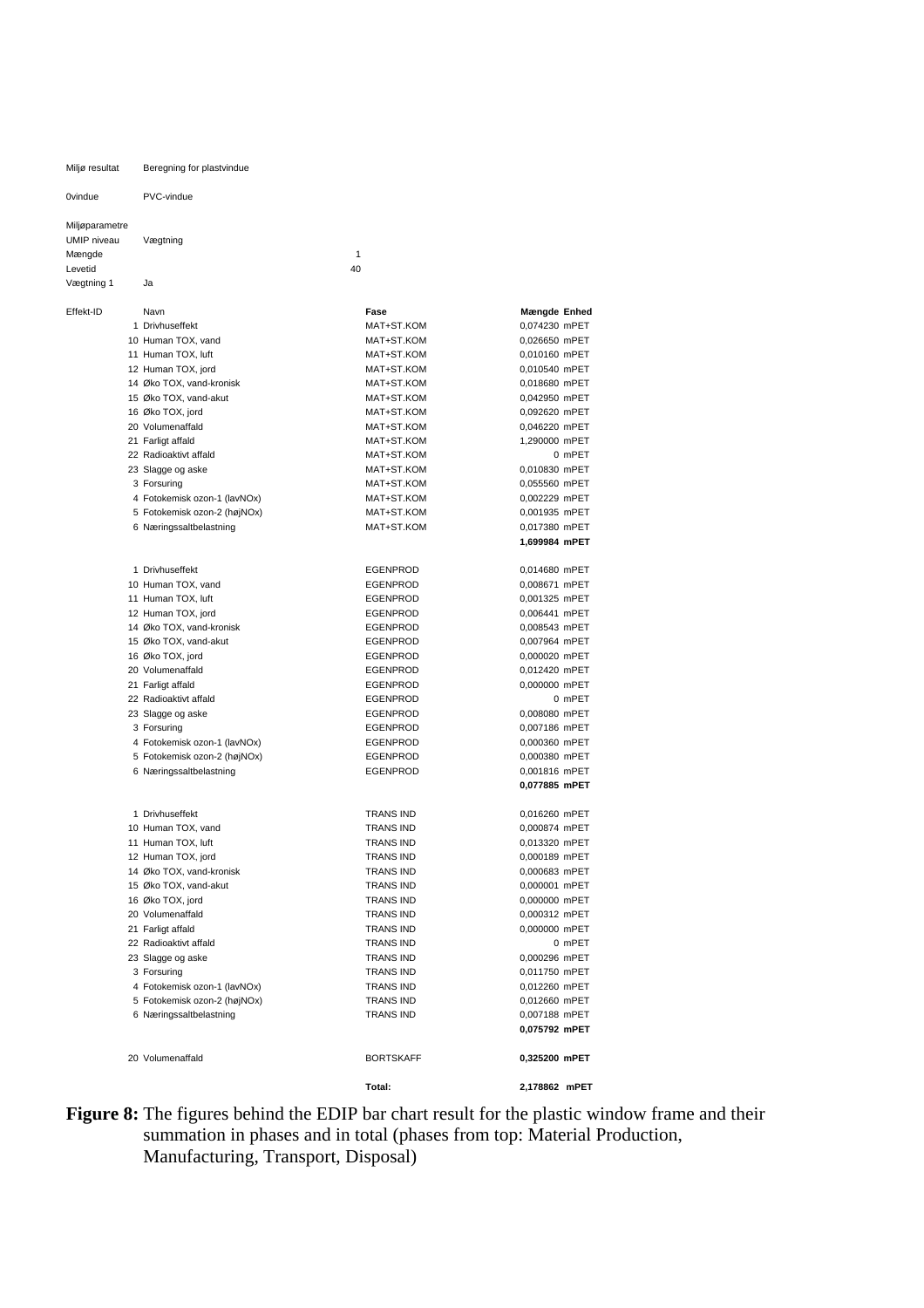| Miljø resultat | Beregning for plastvindue | | | |
|---|---|---|---|---|
| 0vindue | PVC-vindue | | | |
| Miljøparametre | | | | |
| UMIP niveau | Vægtning | | | |
| Mængde | | 1 | | |
| Levetid | | 40 | | |
| Vægtning 1 | Ja | | | |

| Effekt-ID | Navn | Fase | Mængde | Enhed |
|---|---|---|---|---|
| 1 | Drivhuseffekt | MAT+ST.KOM | 0,074230 | mPET |
| 10 | Human TOX, vand | MAT+ST.KOM | 0,026650 | mPET |
| 11 | Human TOX, luft | MAT+ST.KOM | 0,010160 | mPET |
| 12 | Human TOX, jord | MAT+ST.KOM | 0,010540 | mPET |
| 14 | Øko TOX, vand-kronisk | MAT+ST.KOM | 0,018680 | mPET |
| 15 | Øko TOX, vand-akut | MAT+ST.KOM | 0,042950 | mPET |
| 16 | Øko TOX, jord | MAT+ST.KOM | 0,092620 | mPET |
| 20 | Volumenaffald | MAT+ST.KOM | 0,046220 | mPET |
| 21 | Farligt affald | MAT+ST.KOM | 1,290000 | mPET |
| 22 | Radioaktivt affald | MAT+ST.KOM | 0 | mPET |
| 23 | Slagge og aske | MAT+ST.KOM | 0,010830 | mPET |
| 3 | Forsuring | MAT+ST.KOM | 0,055560 | mPET |
| 4 | Fotokemisk ozon-1 (lavNOx) | MAT+ST.KOM | 0,002229 | mPET |
| 5 | Fotokemisk ozon-2 (højNOx) | MAT+ST.KOM | 0,001935 | mPET |
| 6 | Næringssaltbelastning | MAT+ST.KOM | 0,017380 | mPET |
| | | | **1,699984** | **mPET** |
| 1 | Drivhuseffekt | EGENPROD | 0,014680 | mPET |
| 10 | Human TOX, vand | EGENPROD | 0,008671 | mPET |
| 11 | Human TOX, luft | EGENPROD | 0,001325 | mPET |
| 12 | Human TOX, jord | EGENPROD | 0,006441 | mPET |
| 14 | Øko TOX, vand-kronisk | EGENPROD | 0,008543 | mPET |
| 15 | Øko TOX, vand-akut | EGENPROD | 0,007964 | mPET |
| 16 | Øko TOX, jord | EGENPROD | 0,000020 | mPET |
| 20 | Volumenaffald | EGENPROD | 0,012420 | mPET |
| 21 | Farligt affald | EGENPROD | 0,000000 | mPET |
| 22 | Radioaktivt affald | EGENPROD | 0 | mPET |
| 23 | Slagge og aske | EGENPROD | 0,008080 | mPET |
| 3 | Forsuring | EGENPROD | 0,007186 | mPET |
| 4 | Fotokemisk ozon-1 (lavNOx) | EGENPROD | 0,000360 | mPET |
| 5 | Fotokemisk ozon-2 (højNOx) | EGENPROD | 0,000380 | mPET |
| 6 | Næringssaltbelastning | EGENPROD | 0,001816 | mPET |
| | | | **0,077885** | **mPET** |
| 1 | Drivhuseffekt | TRANS IND | 0,016260 | mPET |
| 10 | Human TOX, vand | TRANS IND | 0,000874 | mPET |
| 11 | Human TOX, luft | TRANS IND | 0,013320 | mPET |
| 12 | Human TOX, jord | TRANS IND | 0,000189 | mPET |
| 14 | Øko TOX, vand-kronisk | TRANS IND | 0,000683 | mPET |
| 15 | Øko TOX, vand-akut | TRANS IND | 0,000001 | mPET |
| 16 | Øko TOX, jord | TRANS IND | 0,000000 | mPET |
| 20 | Volumenaffald | TRANS IND | 0,000312 | mPET |
| 21 | Farligt affald | TRANS IND | 0,000000 | mPET |
| 22 | Radioaktivt affald | TRANS IND | 0 | mPET |
| 23 | Slagge og aske | TRANS IND | 0,000296 | mPET |
| 3 | Forsuring | TRANS IND | 0,011750 | mPET |
| 4 | Fotokemisk ozon-1 (lavNOx) | TRANS IND | 0,012260 | mPET |
| 5 | Fotokemisk ozon-2 (højNOx) | TRANS IND | 0,012660 | mPET |
| 6 | Næringssaltbelastning | TRANS IND | 0,007188 | mPET |
| | | | **0,075792** | **mPET** |
| 20 | Volumenaffald | BORTSKAFF | **0,325200** | **mPET** |
| | | **Total:** | **2,178862** | **mPET** |

**Figure 8:** The figures behind the EDIP bar chart result for the plastic window frame and their summation in phases and in total (phases from top: Material Production, Manufacturing, Transport, Disposal)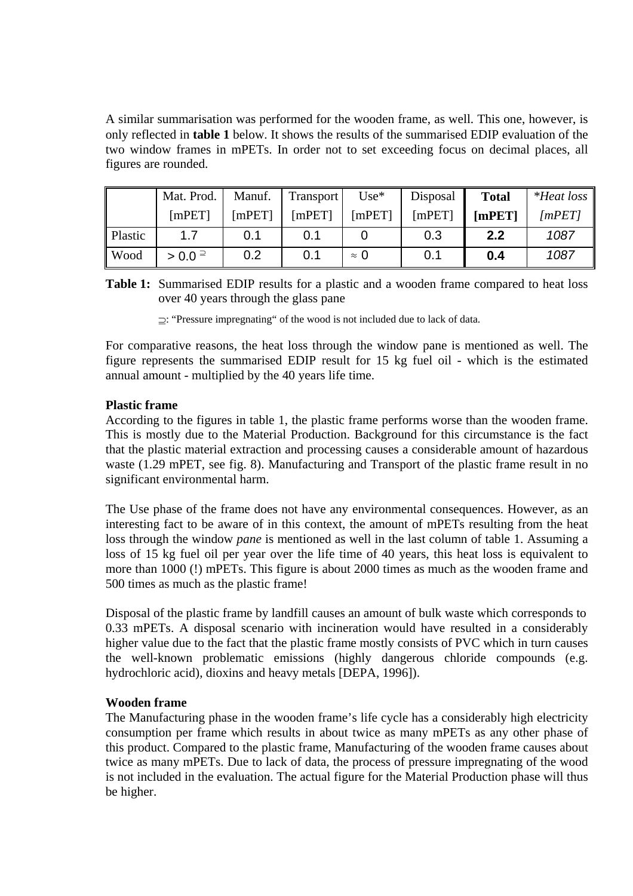A similar summarisation was performed for the wooden frame, as well. This one, however, is only reflected in **table 1** below. It shows the results of the summarised EDIP evaluation of the two window frames in mPETs. In order not to set exceeding focus on decimal places, all figures are rounded.

|  | Mat. Prod. [mPET] | Manuf. [mPET] | Transport [mPET] | Use* [mPET] | Disposal [mPET] | **Total [mPET]** | **Heat loss [mPET]* |
|---|---|---|---|---|---|---|---|
| Plastic | 1.7 | 0.1 | 0.1 | 0 | 0.3 | **2.2** | *1087* |
| Wood | > 0.0 ⊇ | 0.2 | 0.1 | ≈ 0 | 0.1 | **0.4** | *1087* |

**Table 1:** Summarised EDIP results for a plastic and a wooden frame compared to heat loss over 40 years through the glass pane

⊇: "Pressure impregnating" of the wood is not included due to lack of data.

For comparative reasons, the heat loss through the window pane is mentioned as well. The figure represents the summarised EDIP result for 15 kg fuel oil - which is the estimated annual amount - multiplied by the 40 years life time.

**Plastic frame**

According to the figures in table 1, the plastic frame performs worse than the wooden frame. This is mostly due to the Material Production. Background for this circumstance is the fact that the plastic material extraction and processing causes a considerable amount of hazardous waste (1.29 mPET, see fig. 8). Manufacturing and Transport of the plastic frame result in no significant environmental harm.

The Use phase of the frame does not have any environmental consequences. However, as an interesting fact to be aware of in this context, the amount of mPETs resulting from the heat loss through the window *pane* is mentioned as well in the last column of table 1. Assuming a loss of 15 kg fuel oil per year over the life time of 40 years, this heat loss is equivalent to more than 1000 (!) mPETs. This figure is about 2000 times as much as the wooden frame and 500 times as much as the plastic frame!

Disposal of the plastic frame by landfill causes an amount of bulk waste which corresponds to 0.33 mPETs. A disposal scenario with incineration would have resulted in a considerably higher value due to the fact that the plastic frame mostly consists of PVC which in turn causes the well-known problematic emissions (highly dangerous chloride compounds (e.g. hydrochloric acid), dioxins and heavy metals [DEPA, 1996]).

**Wooden frame**

The Manufacturing phase in the wooden frame's life cycle has a considerably high electricity consumption per frame which results in about twice as many mPETs as any other phase of this product. Compared to the plastic frame, Manufacturing of the wooden frame causes about twice as many mPETs. Due to lack of data, the process of pressure impregnating of the wood is not included in the evaluation. The actual figure for the Material Production phase will thus be higher.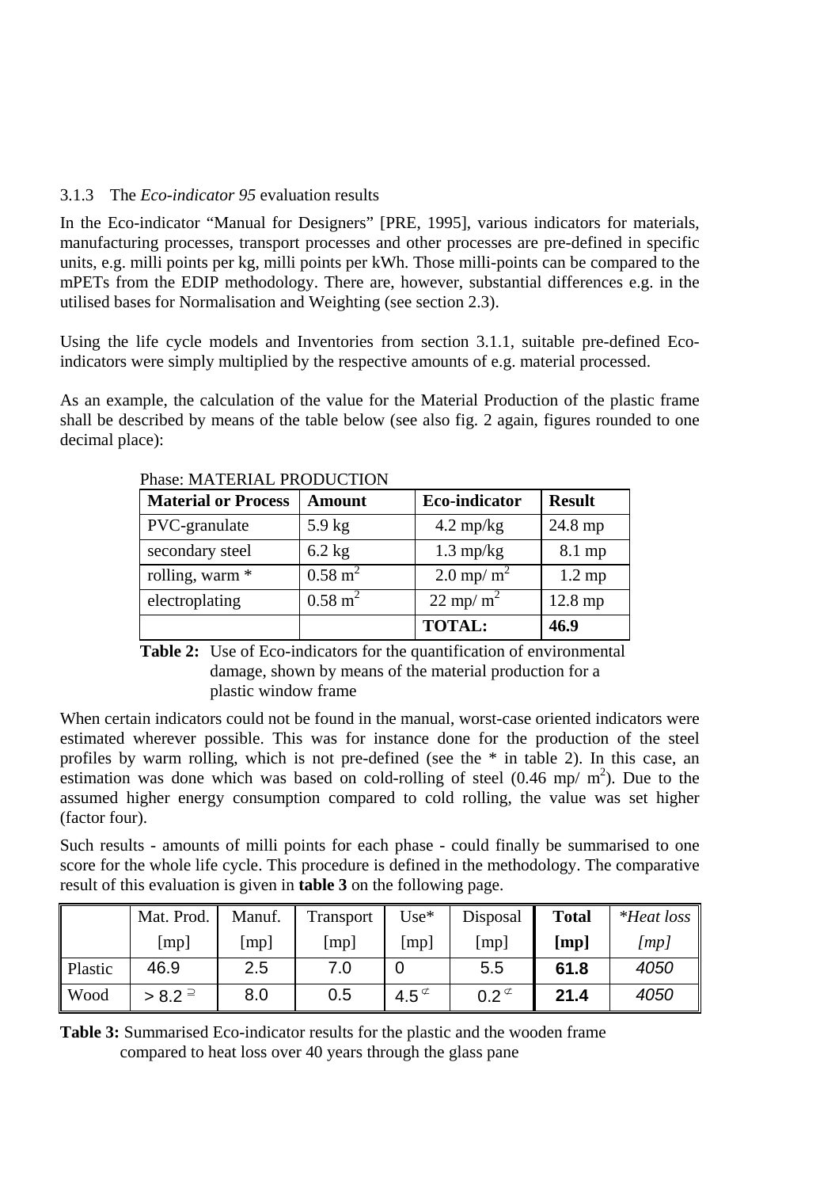### 3.1.3 The *Eco-indicator 95* evaluation results

In the Eco-indicator “Manual for Designers” [PRE, 1995], various indicators for materials, manufacturing processes, transport processes and other processes are pre-defined in specific units, e.g. milli points per kg, milli points per kWh. Those milli-points can be compared to the mPETs from the EDIP methodology. There are, however, substantial differences e.g. in the utilised bases for Normalisation and Weighting (see section 2.3).

Using the life cycle models and Inventories from section 3.1.1, suitable pre-defined Eco-indicators were simply multiplied by the respective amounts of e.g. material processed.

As an example, the calculation of the value for the Material Production of the plastic frame shall be described by means of the table below (see also fig. 2 again, figures rounded to one decimal place):

Phase: MATERIAL PRODUCTION

| Material or Process | Amount | Eco-indicator | Result |
|---|---|---|---|
| PVC-granulate | 5.9 kg | 4.2 mp/kg | 24.8 mp |
| secondary steel | 6.2 kg | 1.3 mp/kg | 8.1 mp |
| rolling, warm * | 0.58 $m^2$ | 2.0 mp/ $m^2$ | 1.2 mp |
| electroplating | 0.58 $m^2$ | 22 mp/ $m^2$ | 12.8 mp |
| | | **TOTAL:** | **46.9** |

**Table 2:** Use of Eco-indicators for the quantification of environmental damage, shown by means of the material production for a plastic window frame

When certain indicators could not be found in the manual, worst-case oriented indicators were estimated wherever possible. This was for instance done for the production of the steel profiles by warm rolling, which is not pre-defined (see the * in table 2). In this case, an estimation was done which was based on cold-rolling of steel (0.46 mp/ $m^2$). Due to the assumed higher energy consumption compared to cold rolling, the value was set higher (factor four).

Such results - amounts of milli points for each phase - could finally be summarised to one score for the whole life cycle. This procedure is defined in the methodology. The comparative result of this evaluation is given in **table 3** on the following page.

| | Mat. Prod. [mp] | Manuf. [mp] | Transport [mp] | Use* [mp] | Disposal [mp] | **Total [mp]** | **Heat loss [mp]* |
|---|---|---|---|---|---|---|---|
| Plastic | 46.9 | 2.5 | 7.0 | 0 | 5.5 | **61.8** | *4050* |
| Wood | > 8.2 ⊇ | 8.0 | 0.5 | 4.5 ⊄ | 0.2 ⊄ | **21.4** | *4050* |

**Table 3:** Summarised Eco-indicator results for the plastic and the wooden frame compared to heat loss over 40 years through the glass pane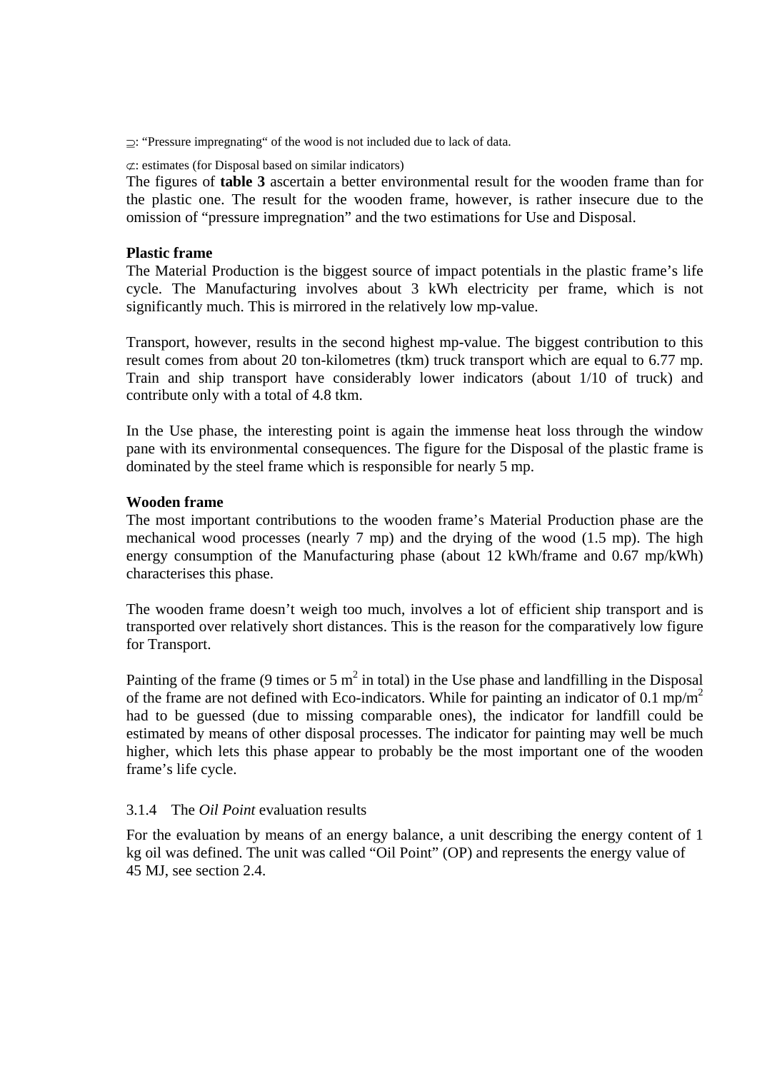⊇: "Pressure impregnating" of the wood is not included due to lack of data.

⊄: estimates (for Disposal based on similar indicators)

The figures of **table 3** ascertain a better environmental result for the wooden frame than for the plastic one. The result for the wooden frame, however, is rather insecure due to the omission of "pressure impregnation" and the two estimations for Use and Disposal.

**Plastic frame**

The Material Production is the biggest source of impact potentials in the plastic frame's life cycle. The Manufacturing involves about 3 kWh electricity per frame, which is not significantly much. This is mirrored in the relatively low mp-value.

Transport, however, results in the second highest mp-value. The biggest contribution to this result comes from about 20 ton-kilometres (tkm) truck transport which are equal to 6.77 mp. Train and ship transport have considerably lower indicators (about 1/10 of truck) and contribute only with a total of 4.8 tkm.

In the Use phase, the interesting point is again the immense heat loss through the window pane with its environmental consequences. The figure for the Disposal of the plastic frame is dominated by the steel frame which is responsible for nearly 5 mp.

**Wooden frame**

The most important contributions to the wooden frame's Material Production phase are the mechanical wood processes (nearly 7 mp) and the drying of the wood (1.5 mp). The high energy consumption of the Manufacturing phase (about 12 kWh/frame and 0.67 mp/kWh) characterises this phase.

The wooden frame doesn't weigh too much, involves a lot of efficient ship transport and is transported over relatively short distances. This is the reason for the comparatively low figure for Transport.

Painting of the frame (9 times or 5 $m^2$ in total) in the Use phase and landfilling in the Disposal of the frame are not defined with Eco-indicators. While for painting an indicator of 0.1 mp/$m^2$ had to be guessed (due to missing comparable ones), the indicator for landfill could be estimated by means of other disposal processes. The indicator for painting may well be much higher, which lets this phase appear to probably be the most important one of the wooden frame's life cycle.

### 3.1.4 The *Oil Point* evaluation results

For the evaluation by means of an energy balance, a unit describing the energy content of 1 kg oil was defined. The unit was called "Oil Point" (OP) and represents the energy value of 45 MJ, see section 2.4.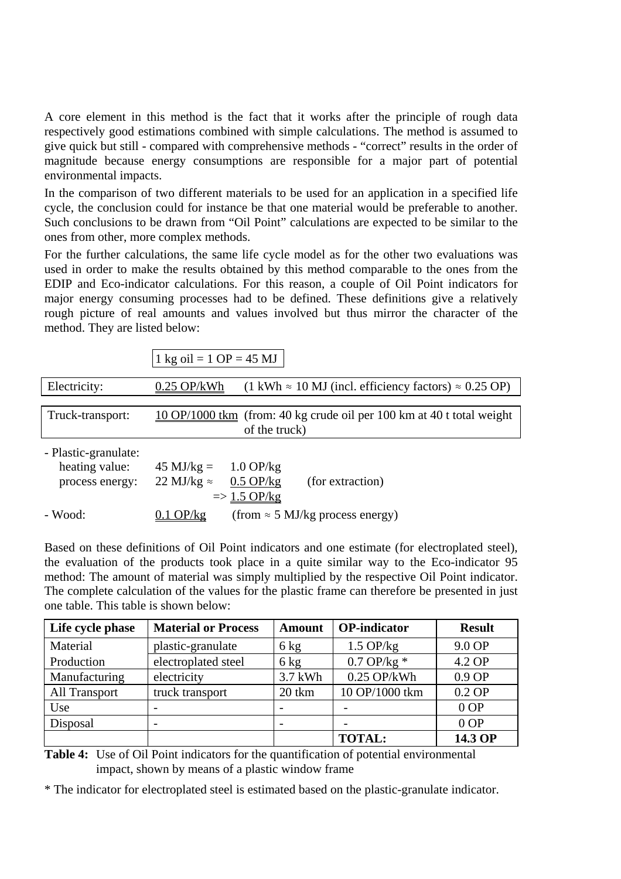A core element in this method is the fact that it works after the principle of rough data respectively good estimations combined with simple calculations. The method is assumed to give quick but still - compared with comprehensive methods - “correct” results in the order of magnitude because energy consumptions are responsible for a major part of potential environmental impacts.

In the comparison of two different materials to be used for an application in a specified life cycle, the conclusion could for instance be that one material would be preferable to another. Such conclusions to be drawn from “Oil Point” calculations are expected to be similar to the ones from other, more complex methods.

For the further calculations, the same life cycle model as for the other two evaluations was used in order to make the results obtained by this method comparable to the ones from the EDIP and Eco-indicator calculations. For this reason, a couple of Oil Point indicators for major energy consuming processes had to be defined. These definitions give a relatively rough picture of real amounts and values involved but thus mirror the character of the method. They are listed below:

1 kg oil = 1 OP = 45 MJ

| | | |
|---|---|---|
| Electricity: | 0.25 OP/kWh | (1 kWh ≈ 10 MJ (incl. efficiency factors) ≈ 0.25 OP) |
| Truck-transport: | 10 OP/1000 tkm | (from: 40 kg crude oil per 100 km at 40 t total weight of the truck) |

- Plastic-granulate:
  - heating value: 45 MJ/kg = 1.0 OP/kg
  - process energy: 22 MJ/kg ≈ 0.5 OP/kg (for extraction)
  - => 1.5 OP/kg
- Wood: 0.1 OP/kg (from ≈ 5 MJ/kg process energy)

Based on these definitions of Oil Point indicators and one estimate (for electroplated steel), the evaluation of the products took place in a quite similar way to the Eco-indicator 95 method: The amount of material was simply multiplied by the respective Oil Point indicator. The complete calculation of the values for the plastic frame can therefore be presented in just one table. This table is shown below:

| Life cycle phase | Material or Process | Amount | OP-indicator | Result |
|---|---|---|---|---|
| Material Production | plastic-granulate | 6 kg | 1.5 OP/kg | 9.0 OP |
| | electroplated steel | 6 kg | 0.7 OP/kg * | 4.2 OP |
| Manufacturing | electricity | 3.7 kWh | 0.25 OP/kWh | 0.9 OP |
| All Transport | truck transport | 20 tkm | 10 OP/1000 tkm | 0.2 OP |
| Use | - | - | - | 0 OP |
| Disposal | - | - | - | 0 OP |
| | | | **TOTAL:** | **14.3 OP** |

**Table 4:** Use of Oil Point indicators for the quantification of potential environmental impact, shown by means of a plastic window frame

* The indicator for electroplated steel is estimated based on the plastic-granulate indicator.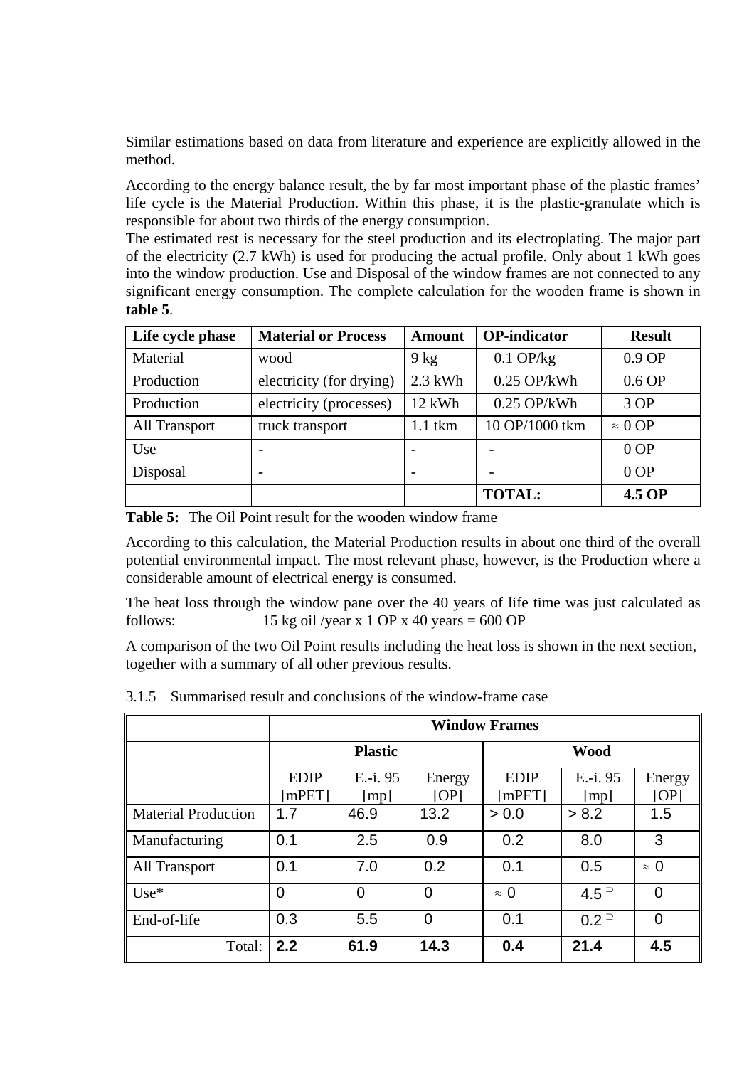Similar estimations based on data from literature and experience are explicitly allowed in the method.

According to the energy balance result, the by far most important phase of the plastic frames' life cycle is the Material Production. Within this phase, it is the plastic-granulate which is responsible for about two thirds of the energy consumption.
The estimated rest is necessary for the steel production and its electroplating. The major part of the electricity (2.7 kWh) is used for producing the actual profile. Only about 1 kWh goes into the window production. Use and Disposal of the window frames are not connected to any significant energy consumption. The complete calculation for the wooden frame is shown in **table 5**.

| Life cycle phase | Material or Process | Amount | OP-indicator | Result |
|---|---|---|---|---|
| Material | wood | 9 kg | 0.1 OP/kg | 0.9 OP |
| Production | electricity (for drying) | 2.3 kWh | 0.25 OP/kWh | 0.6 OP |
| Production | electricity (processes) | 12 kWh | 0.25 OP/kWh | 3 OP |
| All Transport | truck transport | 1.1 tkm | 10 OP/1000 tkm | ≈ 0 OP |
| Use | - | - | - | 0 OP |
| Disposal | - | - | - | 0 OP |
| | | | **TOTAL:** | **4.5 OP** |

**Table 5:** The Oil Point result for the wooden window frame

According to this calculation, the Material Production results in about one third of the overall potential environmental impact. The most relevant phase, however, is the Production where a considerable amount of electrical energy is consumed.

The heat loss through the window pane over the 40 years of life time was just calculated as follows: 15 kg oil /year x 1 OP x 40 years = 600 OP

A comparison of the two Oil Point results including the heat loss is shown in the next section, together with a summary of all other previous results.

### 3.1.5 Summarised result and conclusions of the window-frame case

| | Window Frames | | | | | |
|---|---|---|---|---|---|---|
| | Plastic | | | Wood | | |
| | EDIP [mPET] | E.-i. 95 [mp] | Energy [OP] | EDIP [mPET] | E.-i. 95 [mp] | Energy [OP] |
| Material Production | 1.7 | 46.9 | 13.2 | > 0.0 | > 8.2 | 1.5 |
| Manufacturing | 0.1 | 2.5 | 0.9 | 0.2 | 8.0 | 3 |
| All Transport | 0.1 | 7.0 | 0.2 | 0.1 | 0.5 | ≈ 0 |
| Use* | 0 | 0 | 0 | ≈ 0 | 4.5 ⊇ | 0 |
| End-of-life | 0.3 | 5.5 | 0 | 0.1 | 0.2 ⊇ | 0 |
| Total: | **2.2** | **61.9** | **14.3** | **0.4** | **21.4** | **4.5** |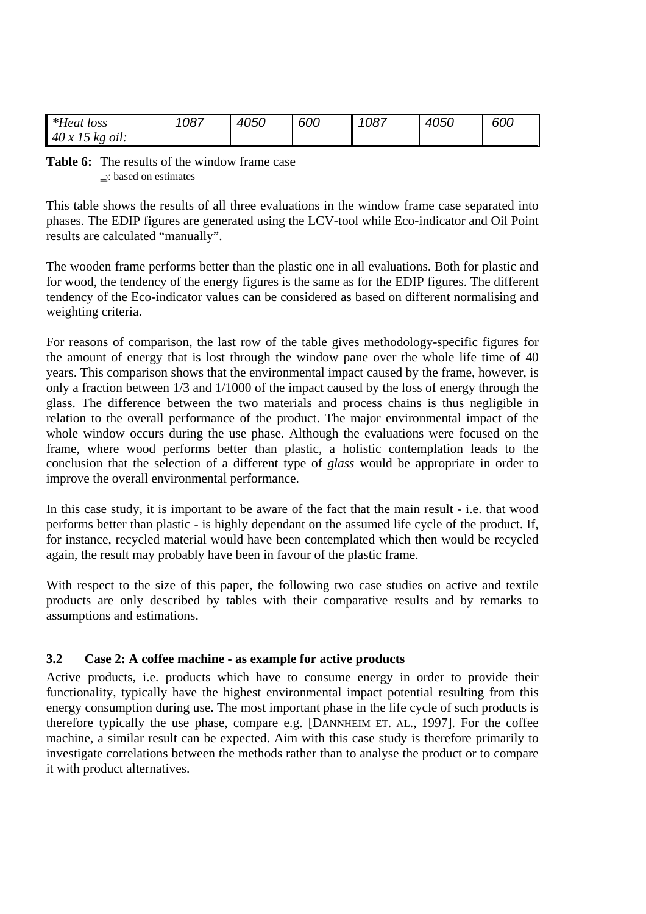| *Heat loss 40 x 15 kg oil: | 1087 | 4050 | 600 | 1087 | 4050 | 600 |
|---|---|---|---|---|---|---|

**Table 6:** The results of the window frame case
⊃: based on estimates

This table shows the results of all three evaluations in the window frame case separated into phases. The EDIP figures are generated using the LCV-tool while Eco-indicator and Oil Point results are calculated "manually".

The wooden frame performs better than the plastic one in all evaluations. Both for plastic and for wood, the tendency of the energy figures is the same as for the EDIP figures. The different tendency of the Eco-indicator values can be considered as based on different normalising and weighting criteria.

For reasons of comparison, the last row of the table gives methodology-specific figures for the amount of energy that is lost through the window pane over the whole life time of 40 years. This comparison shows that the environmental impact caused by the frame, however, is only a fraction between 1/3 and 1/1000 of the impact caused by the loss of energy through the glass. The difference between the two materials and process chains is thus negligible in relation to the overall performance of the product. The major environmental impact of the whole window occurs during the use phase. Although the evaluations were focused on the frame, where wood performs better than plastic, a holistic contemplation leads to the conclusion that the selection of a different type of *glass* would be appropriate in order to improve the overall environmental performance.

In this case study, it is important to be aware of the fact that the main result - i.e. that wood performs better than plastic - is highly dependant on the assumed life cycle of the product. If, for instance, recycled material would have been contemplated which then would be recycled again, the result may probably have been in favour of the plastic frame.

With respect to the size of this paper, the following two case studies on active and textile products are only described by tables with their comparative results and by remarks to assumptions and estimations.

### 3.2 Case 2: A coffee machine - as example for active products

Active products, i.e. products which have to consume energy in order to provide their functionality, typically have the highest environmental impact potential resulting from this energy consumption during use. The most important phase in the life cycle of such products is therefore typically the use phase, compare e.g. [DANNHEIM ET. AL., 1997]. For the coffee machine, a similar result can be expected. Aim with this case study is therefore primarily to investigate correlations between the methods rather than to analyse the product or to compare it with product alternatives.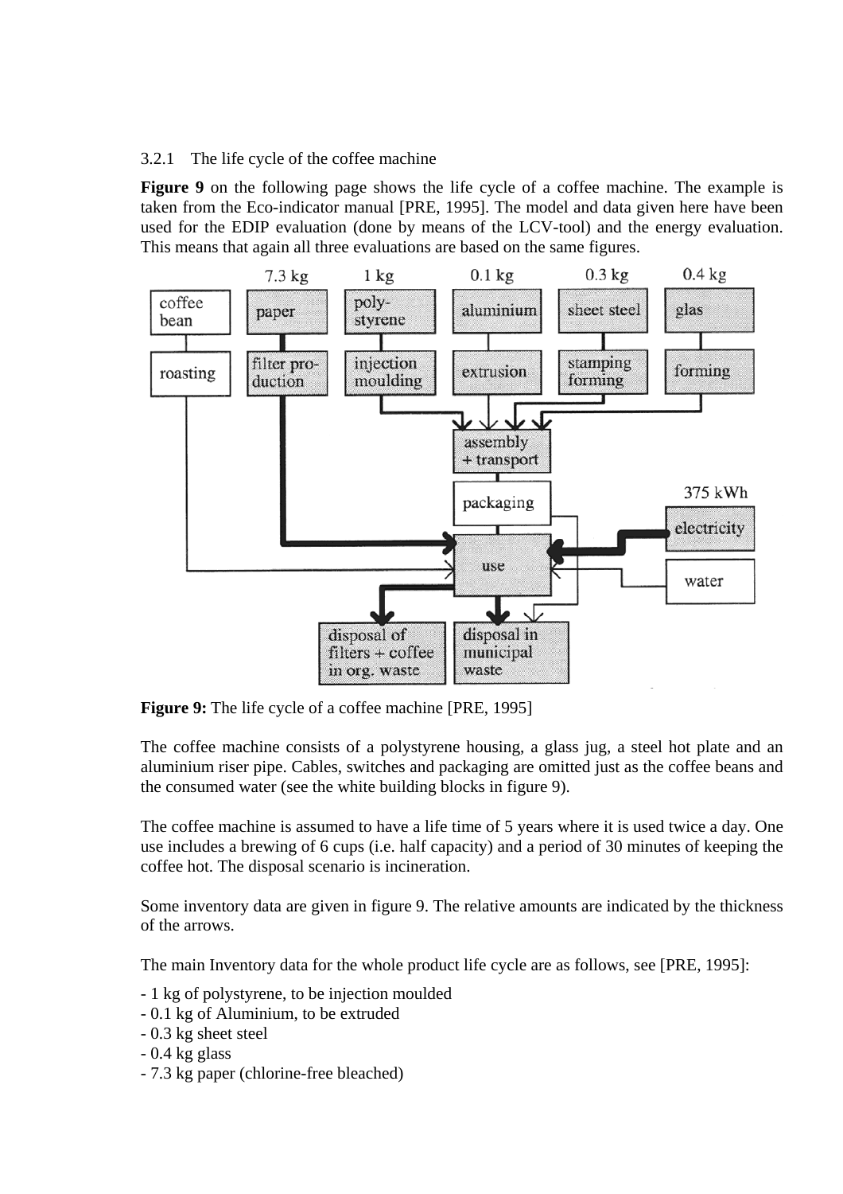### 3.2.1 The life cycle of the coffee machine

**Figure 9** on the following page shows the life cycle of a coffee machine. The example is taken from the Eco-indicator manual [PRE, 1995]. The model and data given here have been used for the EDIP evaluation (done by means of the LCV-tool) and the energy evaluation. This means that again all three evaluations are based on the same figures.

**Figure 9:** The life cycle of a coffee machine [PRE, 1995]

The coffee machine consists of a polystyrene housing, a glass jug, a steel hot plate and an aluminium riser pipe. Cables, switches and packaging are omitted just as the coffee beans and the consumed water (see the white building blocks in figure 9).

The coffee machine is assumed to have a life time of 5 years where it is used twice a day. One use includes a brewing of 6 cups (i.e. half capacity) and a period of 30 minutes of keeping the coffee hot. The disposal scenario is incineration.

Some inventory data are given in figure 9. The relative amounts are indicated by the thickness of the arrows.

The main Inventory data for the whole product life cycle are as follows, see [PRE, 1995]:

- 1 kg of polystyrene, to be injection moulded
- 0.1 kg of Aluminium, to be extruded
- 0.3 kg sheet steel
- 0.4 kg glass
- 7.3 kg paper (chlorine-free bleached)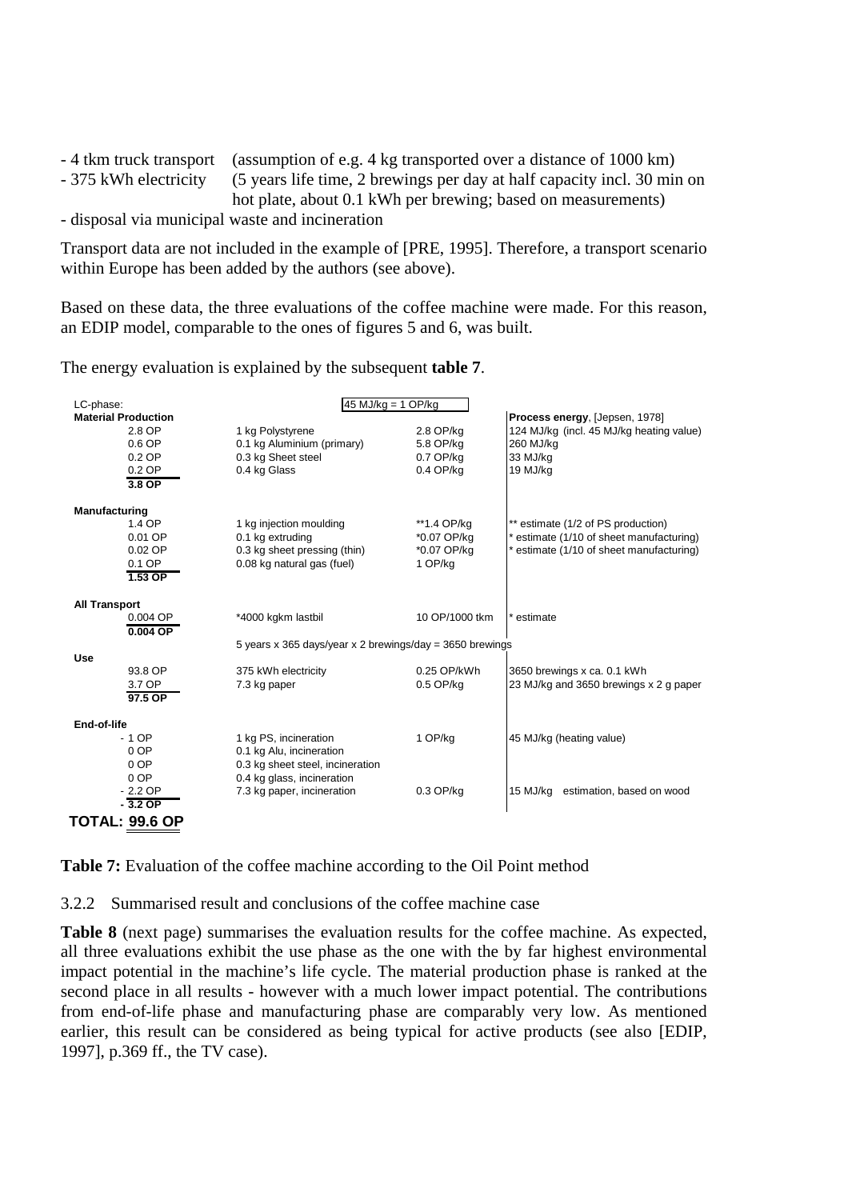- 4 tkm truck transport (assumption of e.g. 4 kg transported over a distance of 1000 km)
- 375 kWh electricity (5 years life time, 2 brewings per day at half capacity incl. 30 min on hot plate, about 0.1 kWh per brewing; based on measurements)
- disposal via municipal waste and incineration

Transport data are not included in the example of [PRE, 1995]. Therefore, a transport scenario within Europe has been added by the authors (see above).

Based on these data, the three evaluations of the coffee machine were made. For this reason, an EDIP model, comparable to the ones of figures 5 and 6, was built.

The energy evaluation is explained by the subsequent **table 7**.

| LC-phase: | 45 MJ/kg = 1 OP/kg | | |
|---|---|---|---|
| **Material Production** | | | **Process energy**, [Jepsen, 1978] |
| 2.8 OP | 1 kg Polystyrene | 2.8 OP/kg | 124 MJ/kg (incl. 45 MJ/kg heating value) |
| 0.6 OP | 0.1 kg Aluminium (primary) | 5.8 OP/kg | 260 MJ/kg |
| 0.2 OP | 0.3 kg Sheet steel | 0.7 OP/kg | 33 MJ/kg |
| 0.2 OP | 0.4 kg Glass | 0.4 OP/kg | 19 MJ/kg |
| **3.8 OP** | | | |
| **Manufacturing** | | | |
| 1.4 OP | 1 kg injection moulding | **1.4 OP/kg | ** estimate (1/2 of PS production) |
| 0.01 OP | 0.1 kg extruding | *0.07 OP/kg | * estimate (1/10 of sheet manufacturing) |
| 0.02 OP | 0.3 kg sheet pressing (thin) | *0.07 OP/kg | * estimate (1/10 of sheet manufacturing) |
| 0.1 OP | 0.08 kg natural gas (fuel) | 1 OP/kg | |
| **1.53 OP** | | | |
| **All Transport** | | | |
| 0.004 OP | *4000 kgkm lastbil | 10 OP/1000 tkm | * estimate |
| **0.004 OP** | | | |
| | 5 years x 365 days/year x 2 brewings/day = 3650 brewings | | |
| **Use** | | | |
| 93.8 OP | 375 kWh electricity | 0.25 OP/kWh | 3650 brewings x ca. 0.1 kWh |
| 3.7 OP | 7.3 kg paper | 0.5 OP/kg | 23 MJ/kg and 3650 brewings x 2 g paper |
| **97.5 OP** | | | |
| **End-of-life** | | | |
| - 1 OP | 1 kg PS, incineration | 1 OP/kg | 45 MJ/kg (heating value) |
| 0 OP | 0.1 kg Alu, incineration | | |
| 0 OP | 0.3 kg sheet steel, incineration | | |
| 0 OP | 0.4 kg glass, incineration | | |
| - 2.2 OP | 7.3 kg paper, incineration | 0.3 OP/kg | 15 MJ/kg estimation, based on wood |
| **- 3.2 OP** | | | |
| **TOTAL: 99.6 OP** | | | |

**Table 7:** Evaluation of the coffee machine according to the Oil Point method

### 3.2.2 Summarised result and conclusions of the coffee machine case

**Table 8** (next page) summarises the evaluation results for the coffee machine. As expected, all three evaluations exhibit the use phase as the one with the by far highest environmental impact potential in the machine's life cycle. The material production phase is ranked at the second place in all results - however with a much lower impact potential. The contributions from end-of-life phase and manufacturing phase are comparably very low. As mentioned earlier, this result can be considered as being typical for active products (see also [EDIP, 1997], p.369 ff., the TV case).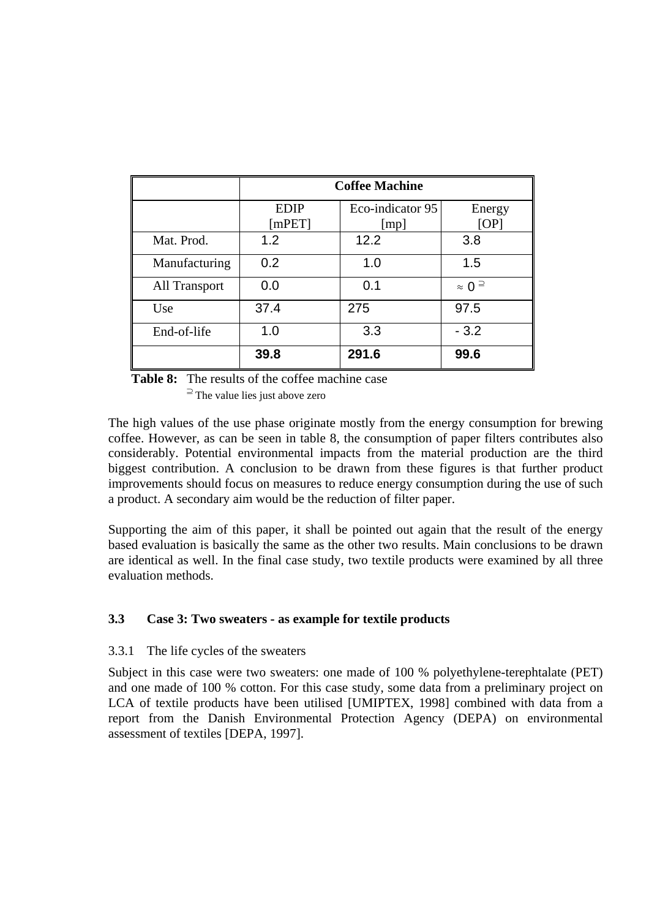|  | Coffee Machine | | |
|---|---|---|---|
|  | EDIP [mPET] | Eco-indicator 95 [mp] | Energy [OP] |
| Mat. Prod. | 1.2 | 12.2 | 3.8 |
| Manufacturing | 0.2 | 1.0 | 1.5 |
| All Transport | 0.0 | 0.1 | ≈ 0 ⊇ |
| Use | 37.4 | 275 | 97.5 |
| End-of-life | 1.0 | 3.3 | - 3.2 |
|  | **39.8** | **291.6** | **99.6** |

**Table 8:** The results of the coffee machine case
⊇ The value lies just above zero

The high values of the use phase originate mostly from the energy consumption for brewing coffee. However, as can be seen in table 8, the consumption of paper filters contributes also considerably. Potential environmental impacts from the material production are the third biggest contribution. A conclusion to be drawn from these figures is that further product improvements should focus on measures to reduce energy consumption during the use of such a product. A secondary aim would be the reduction of filter paper.

Supporting the aim of this paper, it shall be pointed out again that the result of the energy based evaluation is basically the same as the other two results. Main conclusions to be drawn are identical as well. In the final case study, two textile products were examined by all three evaluation methods.

### 3.3 Case 3: Two sweaters - as example for textile products

#### 3.3.1 The life cycles of the sweaters

Subject in this case were two sweaters: one made of 100 % polyethylene-terephtalate (PET) and one made of 100 % cotton. For this case study, some data from a preliminary project on LCA of textile products have been utilised [UMIPTEX, 1998] combined with data from a report from the Danish Environmental Protection Agency (DEPA) on environmental assessment of textiles [DEPA, 1997].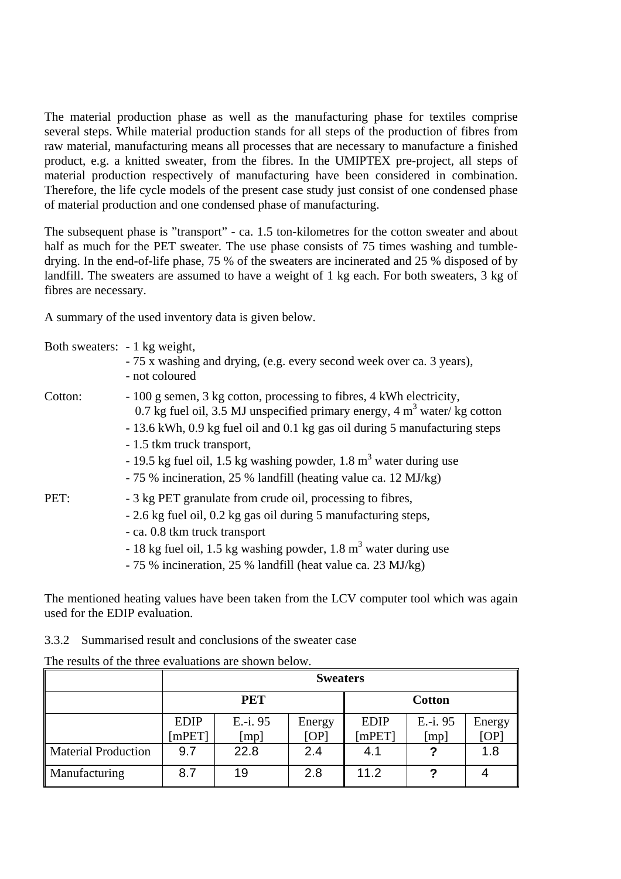The material production phase as well as the manufacturing phase for textiles comprise several steps. While material production stands for all steps of the production of fibres from raw material, manufacturing means all processes that are necessary to manufacture a finished product, e.g. a knitted sweater, from the fibres. In the UMIPTEX pre-project, all steps of material production respectively of manufacturing have been considered in combination. Therefore, the life cycle models of the present case study just consist of one condensed phase of material production and one condensed phase of manufacturing.

The subsequent phase is "transport" - ca. 1.5 ton-kilometres for the cotton sweater and about half as much for the PET sweater. The use phase consists of 75 times washing and tumble-drying. In the end-of-life phase, 75 % of the sweaters are incinerated and 25 % disposed of by landfill. The sweaters are assumed to have a weight of 1 kg each. For both sweaters, 3 kg of fibres are necessary.

A summary of the used inventory data is given below.

Both sweaters:
- 1 kg weight,
- 75 x washing and drying, (e.g. every second week over ca. 3 years),
- not coloured

Cotton:
- 100 g semen, 3 kg cotton, processing to fibres, 4 kWh electricity, 0.7 kg fuel oil, 3.5 MJ unspecified primary energy, 4 $m^3$ water/ kg cotton
- 13.6 kWh, 0.9 kg fuel oil and 0.1 kg gas oil during 5 manufacturing steps
- 1.5 tkm truck transport,
- 19.5 kg fuel oil, 1.5 kg washing powder, 1.8 $m^3$ water during use
- 75 % incineration, 25 % landfill (heating value ca. 12 MJ/kg)

PET:
- 3 kg PET granulate from crude oil, processing to fibres,
- 2.6 kg fuel oil, 0.2 kg gas oil during 5 manufacturing steps,
- ca. 0.8 tkm truck transport
- 18 kg fuel oil, 1.5 kg washing powder, 1.8 $m^3$ water during use
- 75 % incineration, 25 % landfill (heat value ca. 23 MJ/kg)

The mentioned heating values have been taken from the LCV computer tool which was again used for the EDIP evaluation.

### 3.3.2 Summarised result and conclusions of the sweater case

The results of the three evaluations are shown below.

| | Sweaters | | | | | |
|---|---|---|---|---|---|---|
| | PET | | | Cotton | | |
| | EDIP [mPET] | E.-i. 95 [mp] | Energy [OP] | EDIP [mPET] | E.-i. 95 [mp] | Energy [OP] |
| Material Production | 9.7 | 22.8 | 2.4 | 4.1 | **?** | 1.8 |
| Manufacturing | 8.7 | 19 | 2.8 | 11.2 | **?** | 4 |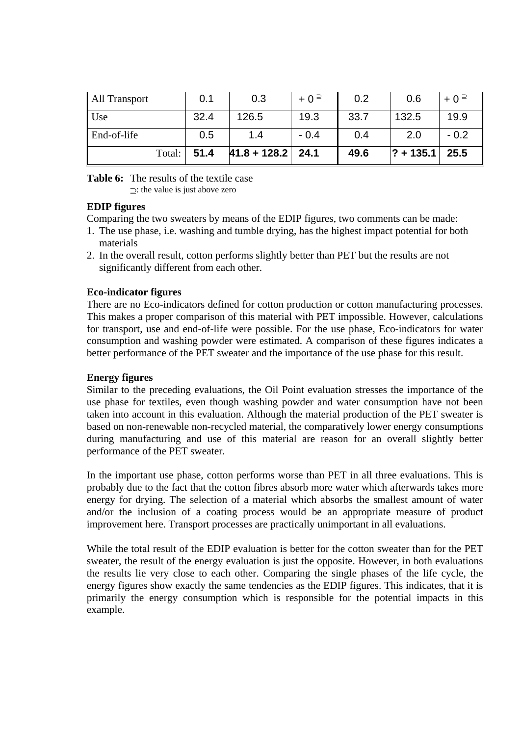| All Transport | 0.1 | 0.3 | + 0 ⊇ | 0.2 | 0.6 | + 0 ⊇ |
|---|---|---|---|---|---|---|
| Use | 32.4 | 126.5 | 19.3 | 33.7 | 132.5 | 19.9 |
| End-of-life | 0.5 | 1.4 | - 0.4 | 0.4 | 2.0 | - 0.2 |
| Total: | **51.4** | **41.8 + 128.2** | **24.1** | **49.6** | **? + 135.1** | **25.5** |

**Table 6:** The results of the textile case
⊇: the value is just above zero

**EDIP figures**

Comparing the two sweaters by means of the EDIP figures, two comments can be made:

1. The use phase, i.e. washing and tumble drying, has the highest impact potential for both materials
2. In the overall result, cotton performs slightly better than PET but the results are not significantly different from each other.

**Eco-indicator figures**

There are no Eco-indicators defined for cotton production or cotton manufacturing processes. This makes a proper comparison of this material with PET impossible. However, calculations for transport, use and end-of-life were possible. For the use phase, Eco-indicators for water consumption and washing powder were estimated. A comparison of these figures indicates a better performance of the PET sweater and the importance of the use phase for this result.

**Energy figures**

Similar to the preceding evaluations, the Oil Point evaluation stresses the importance of the use phase for textiles, even though washing powder and water consumption have not been taken into account in this evaluation. Although the material production of the PET sweater is based on non-renewable non-recycled material, the comparatively lower energy consumptions during manufacturing and use of this material are reason for an overall slightly better performance of the PET sweater.

In the important use phase, cotton performs worse than PET in all three evaluations. This is probably due to the fact that the cotton fibres absorb more water which afterwards takes more energy for drying. The selection of a material which absorbs the smallest amount of water and/or the inclusion of a coating process would be an appropriate measure of product improvement here. Transport processes are practically unimportant in all evaluations.

While the total result of the EDIP evaluation is better for the cotton sweater than for the PET sweater, the result of the energy evaluation is just the opposite. However, in both evaluations the results lie very close to each other. Comparing the single phases of the life cycle, the energy figures show exactly the same tendencies as the EDIP figures. This indicates, that it is primarily the energy consumption which is responsible for the potential impacts in this example.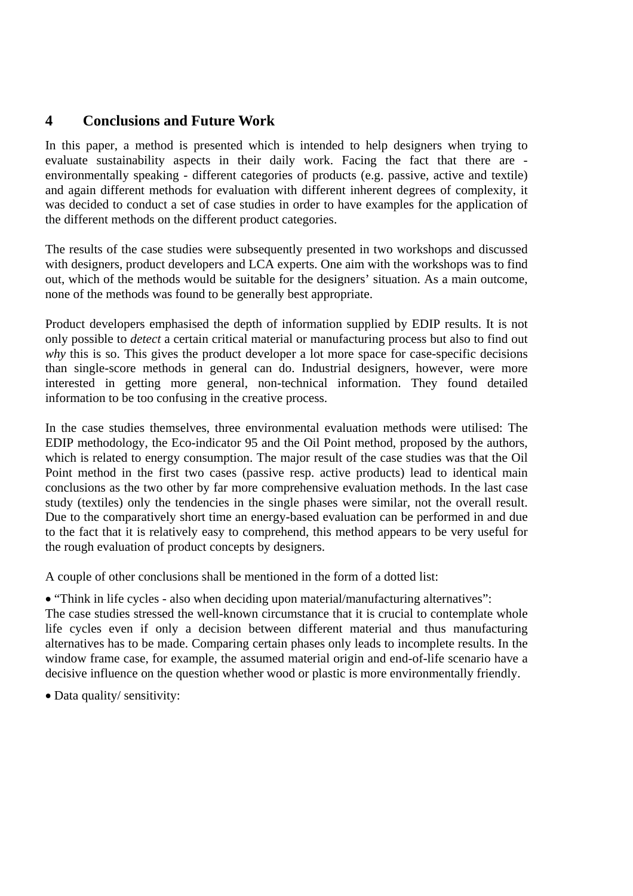## 4 Conclusions and Future Work

In this paper, a method is presented which is intended to help designers when trying to evaluate sustainability aspects in their daily work. Facing the fact that there are - environmentally speaking - different categories of products (e.g. passive, active and textile) and again different methods for evaluation with different inherent degrees of complexity, it was decided to conduct a set of case studies in order to have examples for the application of the different methods on the different product categories.

The results of the case studies were subsequently presented in two workshops and discussed with designers, product developers and LCA experts. One aim with the workshops was to find out, which of the methods would be suitable for the designers' situation. As a main outcome, none of the methods was found to be generally best appropriate.

Product developers emphasised the depth of information supplied by EDIP results. It is not only possible to *detect* a certain critical material or manufacturing process but also to find out *why* this is so. This gives the product developer a lot more space for case-specific decisions than single-score methods in general can do. Industrial designers, however, were more interested in getting more general, non-technical information. They found detailed information to be too confusing in the creative process.

In the case studies themselves, three environmental evaluation methods were utilised: The EDIP methodology, the Eco-indicator 95 and the Oil Point method, proposed by the authors, which is related to energy consumption. The major result of the case studies was that the Oil Point method in the first two cases (passive resp. active products) lead to identical main conclusions as the two other by far more comprehensive evaluation methods. In the last case study (textiles) only the tendencies in the single phases were similar, not the overall result. Due to the comparatively short time an energy-based evaluation can be performed in and due to the fact that it is relatively easy to comprehend, this method appears to be very useful for the rough evaluation of product concepts by designers.

A couple of other conclusions shall be mentioned in the form of a dotted list:

- "Think in life cycles - also when deciding upon material/manufacturing alternatives":
The case studies stressed the well-known circumstance that it is crucial to contemplate whole life cycles even if only a decision between different material and thus manufacturing alternatives has to be made. Comparing certain phases only leads to incomplete results. In the window frame case, for example, the assumed material origin and end-of-life scenario have a decisive influence on the question whether wood or plastic is more environmentally friendly.

- Data quality/ sensitivity: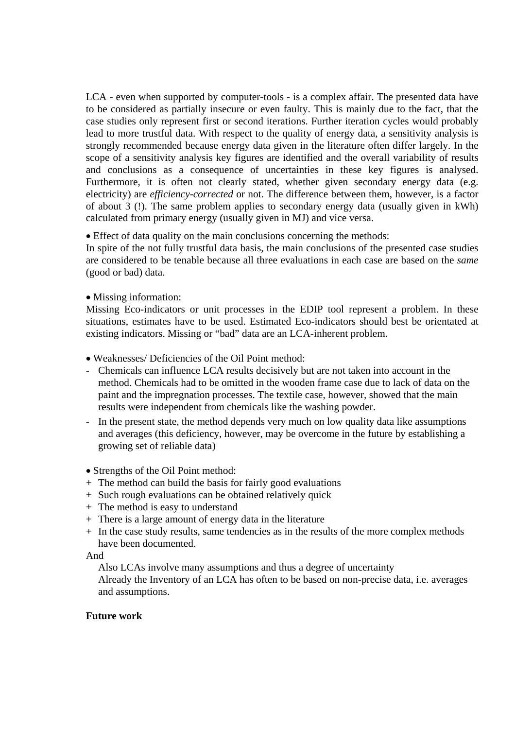LCA - even when supported by computer-tools - is a complex affair. The presented data have to be considered as partially insecure or even faulty. This is mainly due to the fact, that the case studies only represent first or second iterations. Further iteration cycles would probably lead to more trustful data. With respect to the quality of energy data, a sensitivity analysis is strongly recommended because energy data given in the literature often differ largely. In the scope of a sensitivity analysis key figures are identified and the overall variability of results and conclusions as a consequence of uncertainties in these key figures is analysed. Furthermore, it is often not clearly stated, whether given secondary energy data (e.g. electricity) are *efficiency-corrected* or not. The difference between them, however, is a factor of about 3 (!). The same problem applies to secondary energy data (usually given in kWh) calculated from primary energy (usually given in MJ) and vice versa.

• Effect of data quality on the main conclusions concerning the methods:
In spite of the not fully trustful data basis, the main conclusions of the presented case studies are considered to be tenable because all three evaluations in each case are based on the *same* (good or bad) data.

• Missing information:
Missing Eco-indicators or unit processes in the EDIP tool represent a problem. In these situations, estimates have to be used. Estimated Eco-indicators should best be orientated at existing indicators. Missing or “bad” data are an LCA-inherent problem.

• Weaknesses/ Deficiencies of the Oil Point method:

- Chemicals can influence LCA results decisively but are not taken into account in the method. Chemicals had to be omitted in the wooden frame case due to lack of data on the paint and the impregnation processes. The textile case, however, showed that the main results were independent from chemicals like the washing powder.
- In the present state, the method depends very much on low quality data like assumptions and averages (this deficiency, however, may be overcome in the future by establishing a growing set of reliable data)

• Strengths of the Oil Point method:

+ The method can build the basis for fairly good evaluations
+ Such rough evaluations can be obtained relatively quick
+ The method is easy to understand
+ There is a large amount of energy data in the literature
+ In the case study results, same tendencies as in the results of the more complex methods have been documented.

And

Also LCAs involve many assumptions and thus a degree of uncertainty
Already the Inventory of an LCA has often to be based on non-precise data, i.e. averages and assumptions.

**Future work**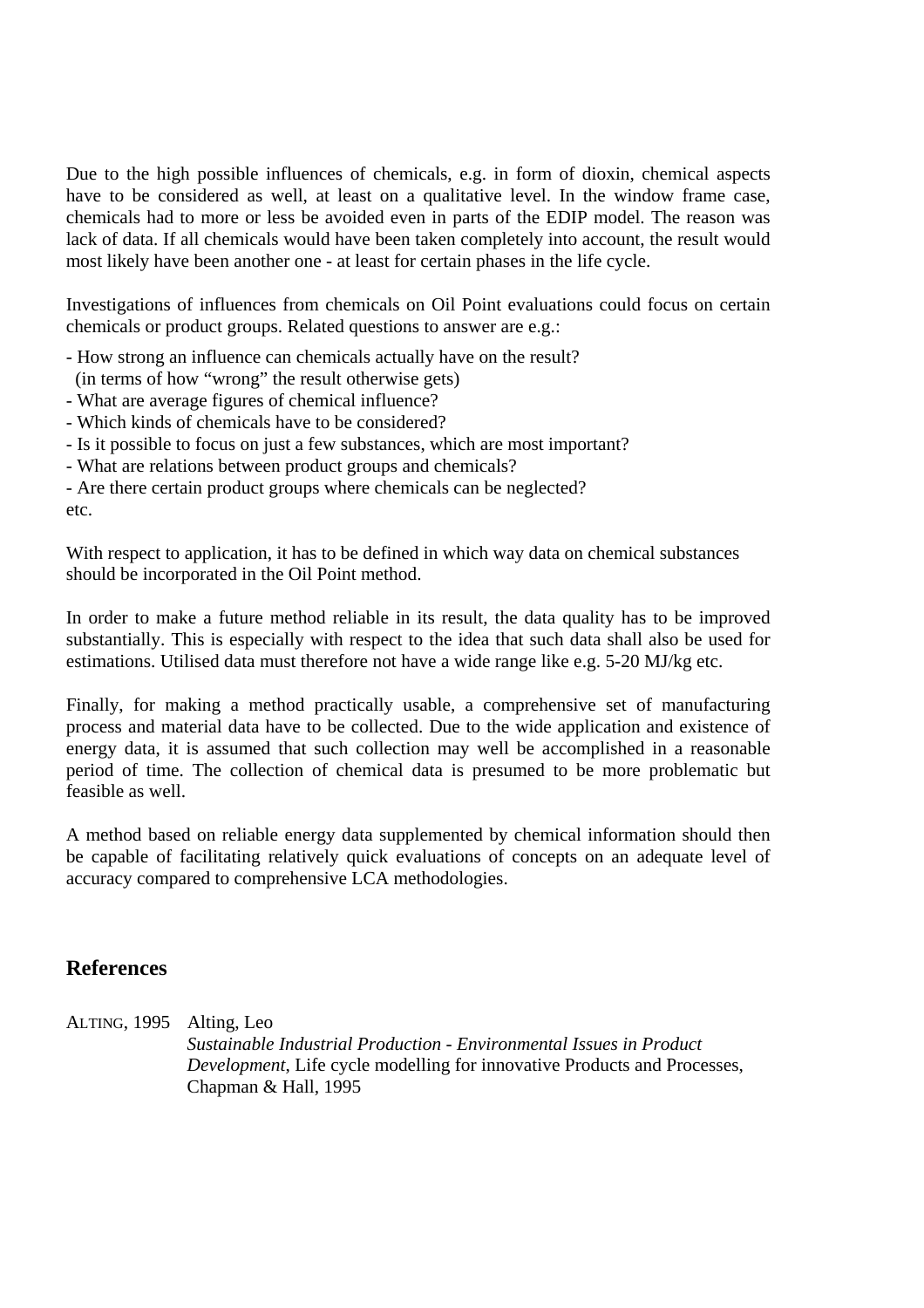Due to the high possible influences of chemicals, e.g. in form of dioxin, chemical aspects have to be considered as well, at least on a qualitative level. In the window frame case, chemicals had to more or less be avoided even in parts of the EDIP model. The reason was lack of data. If all chemicals would have been taken completely into account, the result would most likely have been another one - at least for certain phases in the life cycle.

Investigations of influences from chemicals on Oil Point evaluations could focus on certain chemicals or product groups. Related questions to answer are e.g.:

- How strong an influence can chemicals actually have on the result?
  (in terms of how "wrong" the result otherwise gets)
- What are average figures of chemical influence?
- Which kinds of chemicals have to be considered?
- Is it possible to focus on just a few substances, which are most important?
- What are relations between product groups and chemicals?
- Are there certain product groups where chemicals can be neglected?

etc.

With respect to application, it has to be defined in which way data on chemical substances should be incorporated in the Oil Point method.

In order to make a future method reliable in its result, the data quality has to be improved substantially. This is especially with respect to the idea that such data shall also be used for estimations. Utilised data must therefore not have a wide range like e.g. 5-20 MJ/kg etc.

Finally, for making a method practically usable, a comprehensive set of manufacturing process and material data have to be collected. Due to the wide application and existence of energy data, it is assumed that such collection may well be accomplished in a reasonable period of time. The collection of chemical data is presumed to be more problematic but feasible as well.

A method based on reliable energy data supplemented by chemical information should then be capable of facilitating relatively quick evaluations of concepts on an adequate level of accuracy compared to comprehensive LCA methodologies.

## References

ALTING, 1995 Alting, Leo
*Sustainable Industrial Production - Environmental Issues in Product Development*, Life cycle modelling for innovative Products and Processes, Chapman & Hall, 1995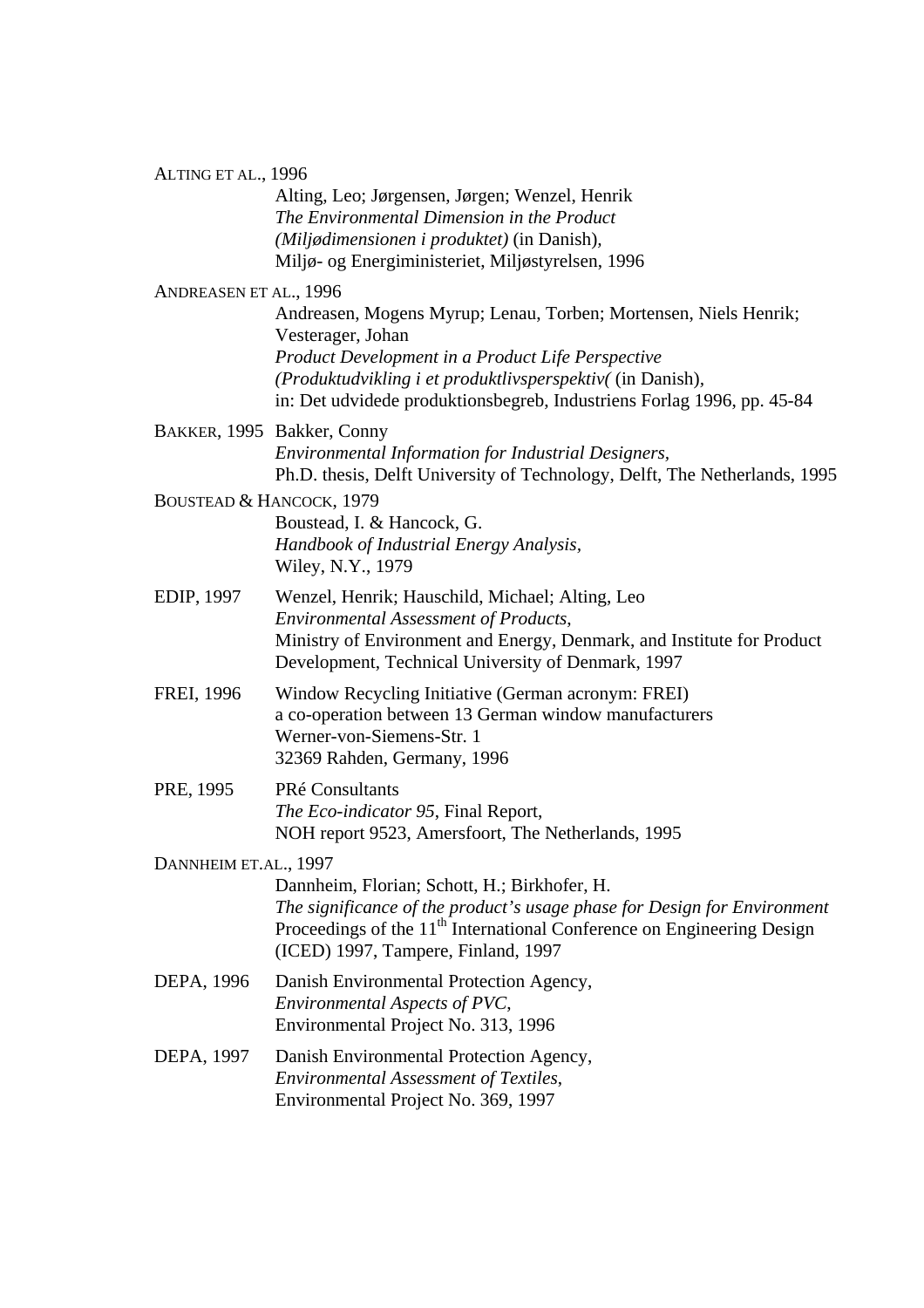ALTING ET AL., 1996
Alting, Leo; Jørgensen, Jørgen; Wenzel, Henrik
*The Environmental Dimension in the Product*
*(Miljødimensionen i produktet)* (in Danish),
Miljø- og Energiministeriet, Miljøstyrelsen, 1996

ANDREASEN ET AL., 1996
Andreasen, Mogens Myrup; Lenau, Torben; Mortensen, Niels Henrik; Vesterager, Johan
*Product Development in a Product Life Perspective*
*(Produktudvikling i et produktlivsperspektiv(* (in Danish),
in: Det udvidede produktionsbegreb, Industriens Forlag 1996, pp. 45-84

BAKKER, 1995 Bakker, Conny
*Environmental Information for Industrial Designers*,
Ph.D. thesis, Delft University of Technology, Delft, The Netherlands, 1995

BOUSTEAD & HANCOCK, 1979
Boustead, I. & Hancock, G.
*Handbook of Industrial Energy Analysis*,
Wiley, N.Y., 1979

EDIP, 1997 Wenzel, Henrik; Hauschild, Michael; Alting, Leo
*Environmental Assessment of Products*,
Ministry of Environment and Energy, Denmark, and Institute for Product Development, Technical University of Denmark, 1997

FREI, 1996 Window Recycling Initiative (German acronym: FREI)
a co-operation between 13 German window manufacturers
Werner-von-Siemens-Str. 1
32369 Rahden, Germany, 1996

PRE, 1995 PRé Consultants
*The Eco-indicator 95*, Final Report,
NOH report 9523, Amersfoort, The Netherlands, 1995

DANNHEIM ET.AL., 1997
Dannheim, Florian; Schott, H.; Birkhofer, H.
*The significance of the product's usage phase for Design for Environment*
Proceedings of the 11th International Conference on Engineering Design (ICED) 1997, Tampere, Finland, 1997

DEPA, 1996 Danish Environmental Protection Agency,
*Environmental Aspects of PVC*,
Environmental Project No. 313, 1996

DEPA, 1997 Danish Environmental Protection Agency,
*Environmental Assessment of Textiles*,
Environmental Project No. 369, 1997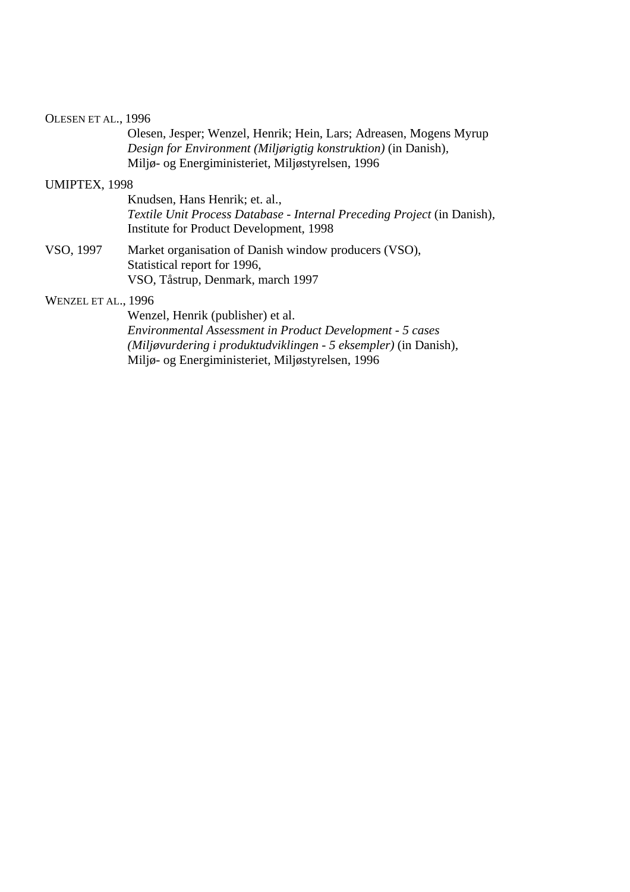OLESEN ET AL., 1996
Olesen, Jesper; Wenzel, Henrik; Hein, Lars; Adreasen, Mogens Myrup
*Design for Environment (Miljørigtig konstruktion)* (in Danish),
Miljø- og Energiministeriet, Miljøstyrelsen, 1996

UMIPTEX, 1998
Knudsen, Hans Henrik; et. al.,
*Textile Unit Process Database - Internal Preceding Project* (in Danish),
Institute for Product Development, 1998

VSO, 1997
Market organisation of Danish window producers (VSO),
Statistical report for 1996,
VSO, Tåstrup, Denmark, march 1997

WENZEL ET AL., 1996
Wenzel, Henrik (publisher) et al.
*Environmental Assessment in Product Development - 5 cases*
*(Miljøvurdering i produktudviklingen - 5 eksempler)* (in Danish),
Miljø- og Energiministeriet, Miljøstyrelsen, 1996